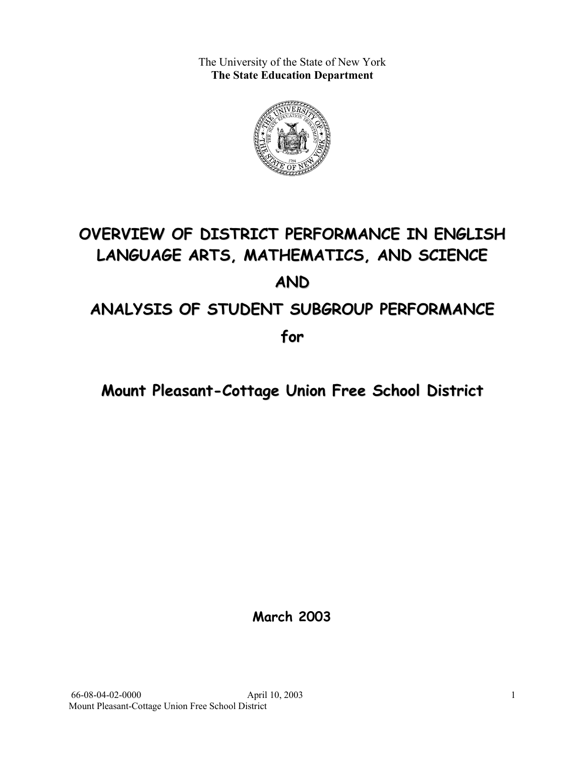The University of the State of New York
**The State Education Department**

# OVERVIEW OF DISTRICT PERFORMANCE IN ENGLISH LANGUAGE ARTS, MATHEMATICS, AND SCIENCE

# AND

# ANALYSIS OF STUDENT SUBGROUP PERFORMANCE

# for

# Mount Pleasant-Cottage Union Free School District

**March 2003**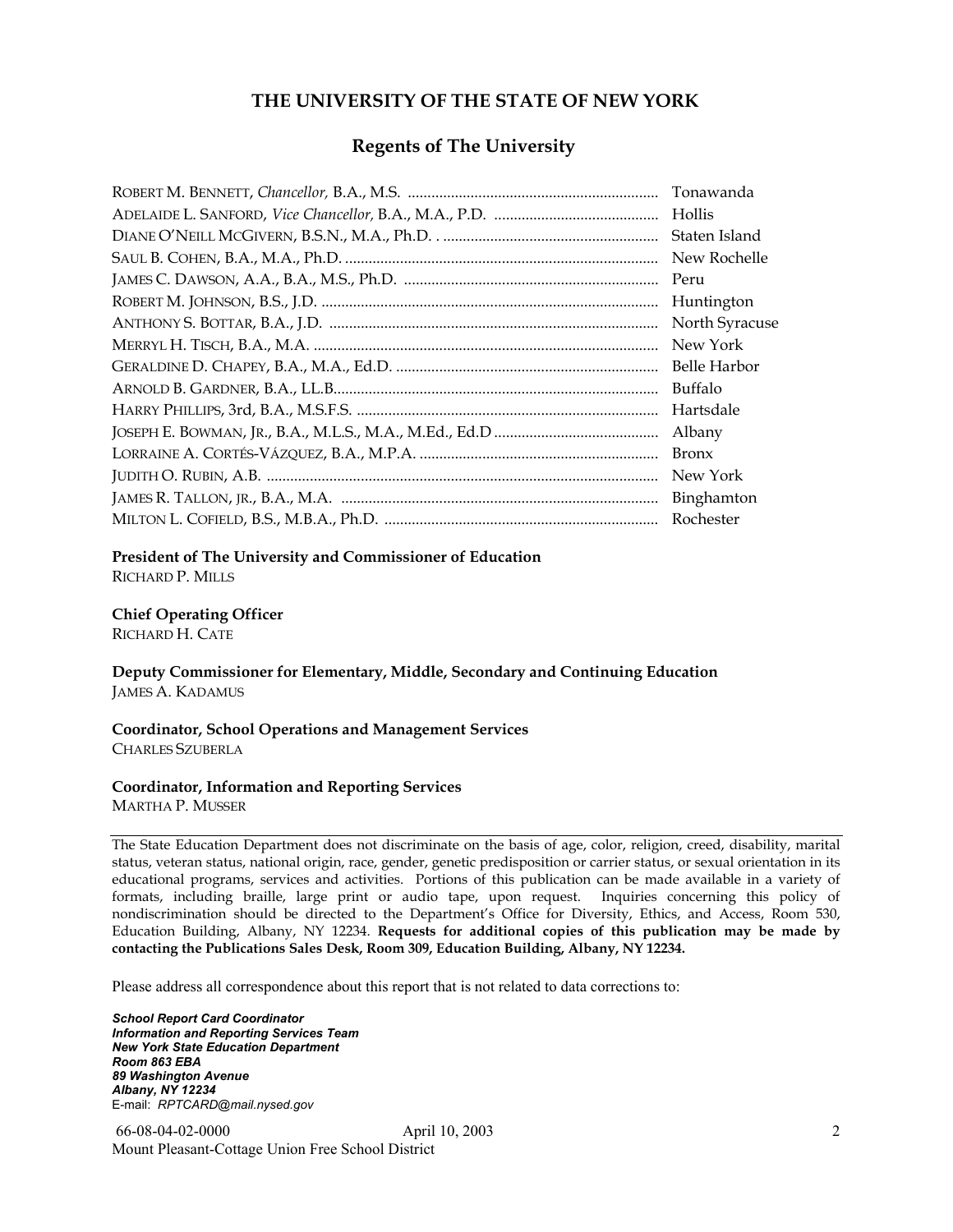# THE UNIVERSITY OF THE STATE OF NEW YORK

## Regents of The University

ROBERT M. BENNETT, *Chancellor,* B.A., M.S. ............................................................. Tonawanda
ADELAIDE L. SANFORD, *Vice Chancellor,* B.A., M.A., P.D. ......................................... Hollis
DIANE O'NEILL MCGIVERN, B.S.N., M.A., Ph.D. . ....................................................... Staten Island
SAUL B. COHEN, B.A., M.A., Ph.D. ............................................................................... New Rochelle
JAMES C. DAWSON, A.A., B.A., M.S., Ph.D. ................................................................ Peru
ROBERT M. JOHNSON, B.S., J.D. .................................................................................... Huntington
ANTHONY S. BOTTAR, B.A., J.D. .................................................................................. North Syracuse
MERRYL H. TISCH, B.A., M.A. ...................................................................................... New York
GERALDINE D. CHAPEY, B.A., M.A., Ed.D. .................................................................. Belle Harbor
ARNOLD B. GARDNER, B.A., LL.B.................................................................................. Buffalo
HARRY PHILLIPS, 3rd, B.A., M.S.F.S. ............................................................................ Hartsdale
JOSEPH E. BOWMAN, JR., B.A., M.L.S., M.A., M.Ed., Ed.D .......................................... Albany
LORRAINE A. CORTÉS-VÁZQUEZ, B.A., M.P.A. ............................................................ Bronx
JUDITH O. RUBIN, A.B. .................................................................................................. New York
JAMES R. TALLON, JR., B.A., M.A. ................................................................................ Binghamton
MILTON L. COFIELD, B.S., M.B.A., Ph.D. ..................................................................... Rochester

**President of The University and Commissioner of Education**
RICHARD P. MILLS

**Chief Operating Officer**
RICHARD H. CATE

**Deputy Commissioner for Elementary, Middle, Secondary and Continuing Education**
JAMES A. KADAMUS

**Coordinator, School Operations and Management Services**
CHARLES SZUBERLA

**Coordinator, Information and Reporting Services**
MARTHA P. MUSSER

---

The State Education Department does not discriminate on the basis of age, color, religion, creed, disability, marital status, veteran status, national origin, race, gender, genetic predisposition or carrier status, or sexual orientation in its educational programs, services and activities. Portions of this publication can be made available in a variety of formats, including braille, large print or audio tape, upon request. Inquiries concerning this policy of nondiscrimination should be directed to the Department's Office for Diversity, Ethics, and Access, Room 530, Education Building, Albany, NY 12234. **Requests for additional copies of this publication may be made by contacting the Publications Sales Desk, Room 309, Education Building, Albany, NY 12234.**

Please address all correspondence about this report that is not related to data corrections to:

***School Report Card Coordinator***
***Information and Reporting Services Team***
***New York State Education Department***
***Room 863 EBA***
***89 Washington Avenue***
***Albany, NY 12234***
E-mail: *RPTCARD@mail.nysed.gov*

66-08-04-02-0000 April 10, 2003
Mount Pleasant-Cottage Union Free School District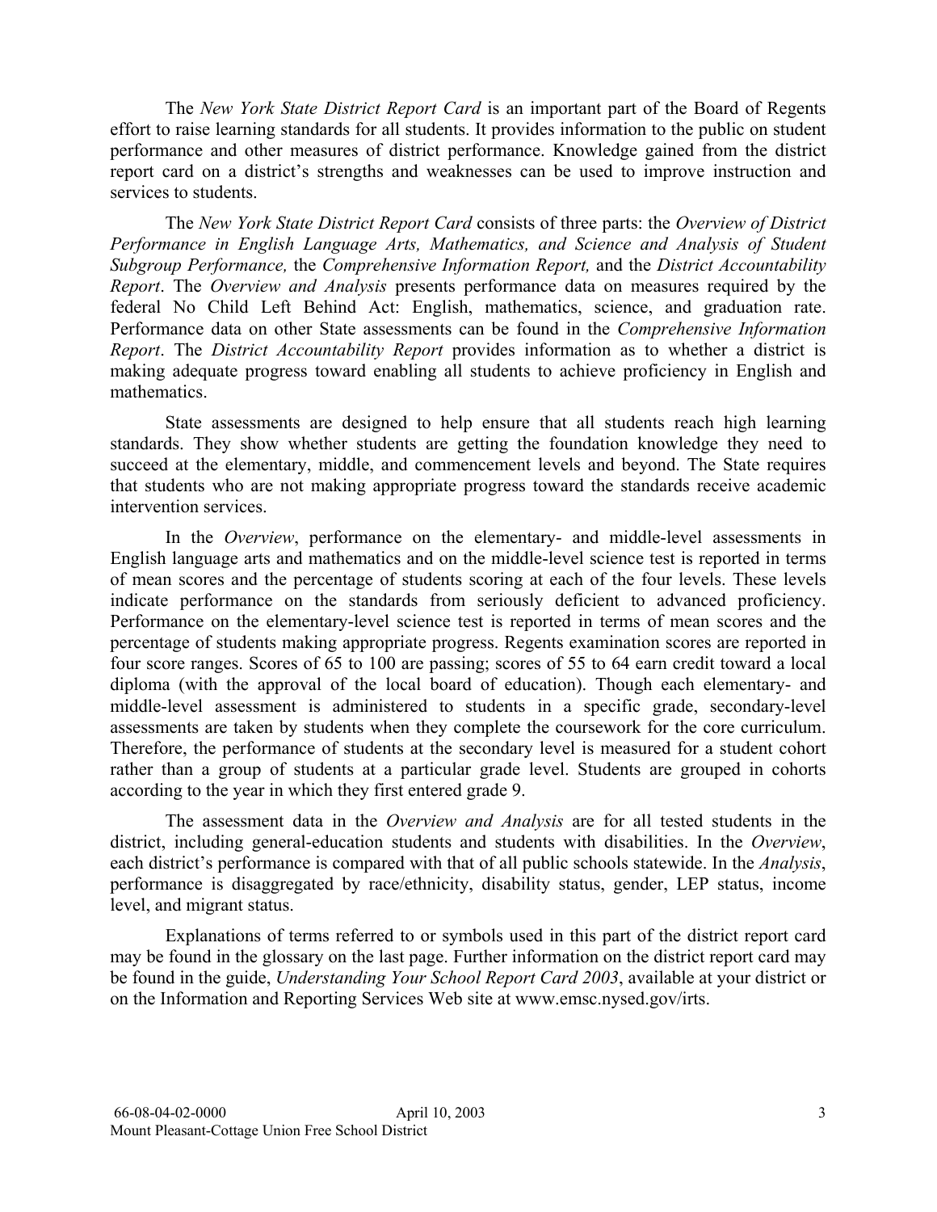The *New York State District Report Card* is an important part of the Board of Regents effort to raise learning standards for all students. It provides information to the public on student performance and other measures of district performance. Knowledge gained from the district report card on a district's strengths and weaknesses can be used to improve instruction and services to students.

The *New York State District Report Card* consists of three parts: the *Overview of District Performance in English Language Arts, Mathematics, and Science and Analysis of Student Subgroup Performance,* the *Comprehensive Information Report,* and the *District Accountability Report*. The *Overview and Analysis* presents performance data on measures required by the federal No Child Left Behind Act: English, mathematics, science, and graduation rate. Performance data on other State assessments can be found in the *Comprehensive Information Report*. The *District Accountability Report* provides information as to whether a district is making adequate progress toward enabling all students to achieve proficiency in English and mathematics.

State assessments are designed to help ensure that all students reach high learning standards. They show whether students are getting the foundation knowledge they need to succeed at the elementary, middle, and commencement levels and beyond. The State requires that students who are not making appropriate progress toward the standards receive academic intervention services.

In the *Overview*, performance on the elementary- and middle-level assessments in English language arts and mathematics and on the middle-level science test is reported in terms of mean scores and the percentage of students scoring at each of the four levels. These levels indicate performance on the standards from seriously deficient to advanced proficiency. Performance on the elementary-level science test is reported in terms of mean scores and the percentage of students making appropriate progress. Regents examination scores are reported in four score ranges. Scores of 65 to 100 are passing; scores of 55 to 64 earn credit toward a local diploma (with the approval of the local board of education). Though each elementary- and middle-level assessment is administered to students in a specific grade, secondary-level assessments are taken by students when they complete the coursework for the core curriculum. Therefore, the performance of students at the secondary level is measured for a student cohort rather than a group of students at a particular grade level. Students are grouped in cohorts according to the year in which they first entered grade 9.

The assessment data in the *Overview and Analysis* are for all tested students in the district, including general-education students and students with disabilities. In the *Overview*, each district's performance is compared with that of all public schools statewide. In the *Analysis*, performance is disaggregated by race/ethnicity, disability status, gender, LEP status, income level, and migrant status.

Explanations of terms referred to or symbols used in this part of the district report card may be found in the glossary on the last page. Further information on the district report card may be found in the guide, *Understanding Your School Report Card 2003*, available at your district or on the Information and Reporting Services Web site at www.emsc.nysed.gov/irts.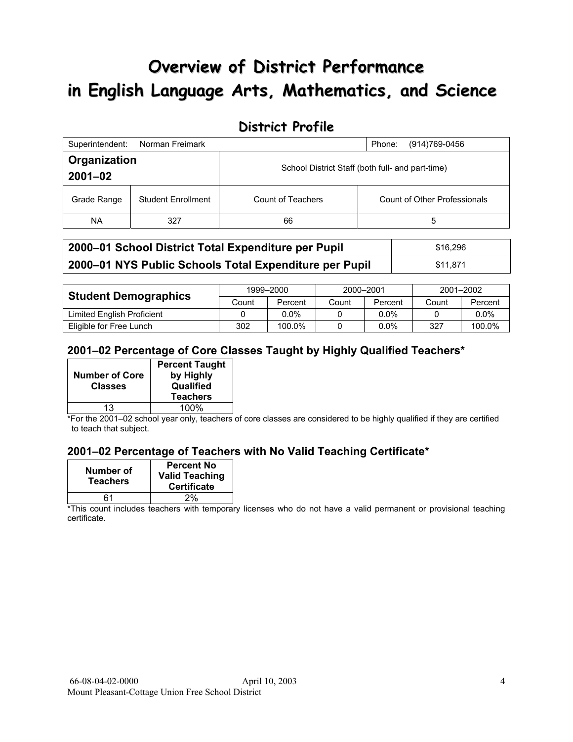# Overview of District Performance in English Language Arts, Mathematics, and Science

## District Profile

| Superintendent: Norman Freimark | | | Phone: (914)769-0456 |
|---|---|---|---|
| **Organization 2001–02** | | School District Staff (both full- and part-time) | |
| Grade Range | Student Enrollment | Count of Teachers | Count of Other Professionals |
| NA | 327 | 66 | 5 |

| | |
|---|---|
| **2000–01 School District Total Expenditure per Pupil** | $16,296 |
| **2000–01 NYS Public Schools Total Expenditure per Pupil** | $11,871 |

| **Student Demographics** | 1999–2000 | | 2000–2001 | | 2001–2002 | |
|---|---|---|---|---|---|---|
| | Count | Percent | Count | Percent | Count | Percent |
| Limited English Proficient | 0 | 0.0% | 0 | 0.0% | 0 | 0.0% |
| Eligible for Free Lunch | 302 | 100.0% | 0 | 0.0% | 327 | 100.0% |

### 2001–02 Percentage of Core Classes Taught by Highly Qualified Teachers*

| Number of Core Classes | Percent Taught by Highly Qualified Teachers |
|---|---|
| 13 | 100% |

*For the 2001–02 school year only, teachers of core classes are considered to be highly qualified if they are certified to teach that subject.

### 2001–02 Percentage of Teachers with No Valid Teaching Certificate*

| Number of Teachers | Percent No Valid Teaching Certificate |
|---|---|
| 61 | 2% |

*This count includes teachers with temporary licenses who do not have a valid permanent or provisional teaching certificate.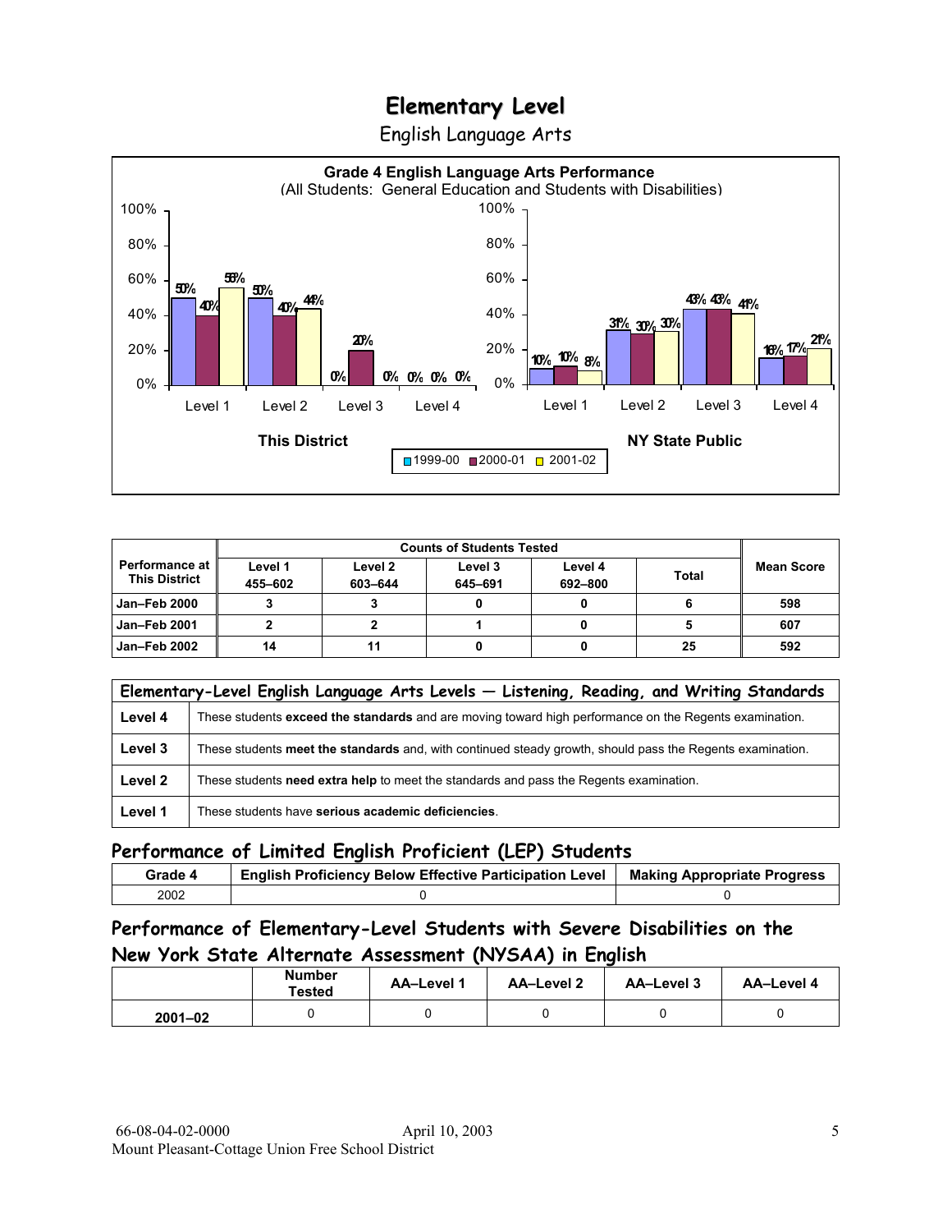# Elementary Level

English Language Arts

**Grade 4 English Language Arts Performance**
(All Students: General Education and Students with Disabilities)

| This District | 1999-00 | 2000-01 | 2001-02 |
|---|---|---|---|
| Level 1 | 50% | 40% | 56% |
| Level 2 | 50% | 40% | 44% |
| Level 3 | 0% | 20% | 0% |
| Level 4 | 0% | 0% | 0% |

| NY State Public | 1999-00 | 2000-01 | 2001-02 |
|---|---|---|---|
| Level 1 | 10% | 10% | 8% |
| Level 2 | 31% | 30% | 30% |
| Level 3 | 43% | 43% | 41% |
| Level 4 | 16% | 17% | 21% |

| Performance at This District | Counts of Students Tested | | | | | Mean Score |
|---|---|---|---|---|---|---|
| | Level 1 455–602 | Level 2 603–644 | Level 3 645–691 | Level 4 692–800 | Total | |
| Jan–Feb 2000 | 3 | 3 | 0 | 0 | 6 | 598 |
| Jan–Feb 2001 | 2 | 2 | 1 | 0 | 5 | 607 |
| Jan–Feb 2002 | 14 | 11 | 0 | 0 | 25 | 592 |

| Elementary-Level English Language Arts Levels — Listening, Reading, and Writing Standards | |
|---|---|
| Level 4 | These students **exceed the standards** and are moving toward high performance on the Regents examination. |
| Level 3 | These students **meet the standards** and, with continued steady growth, should pass the Regents examination. |
| Level 2 | These students **need extra help** to meet the standards and pass the Regents examination. |
| Level 1 | These students have **serious academic deficiencies**. |

## Performance of Limited English Proficient (LEP) Students

| Grade 4 | English Proficiency Below Effective Participation Level | Making Appropriate Progress |
|---|---|---|
| 2002 | 0 | 0 |

## Performance of Elementary-Level Students with Severe Disabilities on the New York State Alternate Assessment (NYSAA) in English

| | Number Tested | AA–Level 1 | AA–Level 2 | AA–Level 3 | AA–Level 4 |
|---|---|---|---|---|---|
| 2001–02 | 0 | 0 | 0 | 0 | 0 |

66-08-04-02-0000 April 10, 2003
Mount Pleasant-Cottage Union Free School District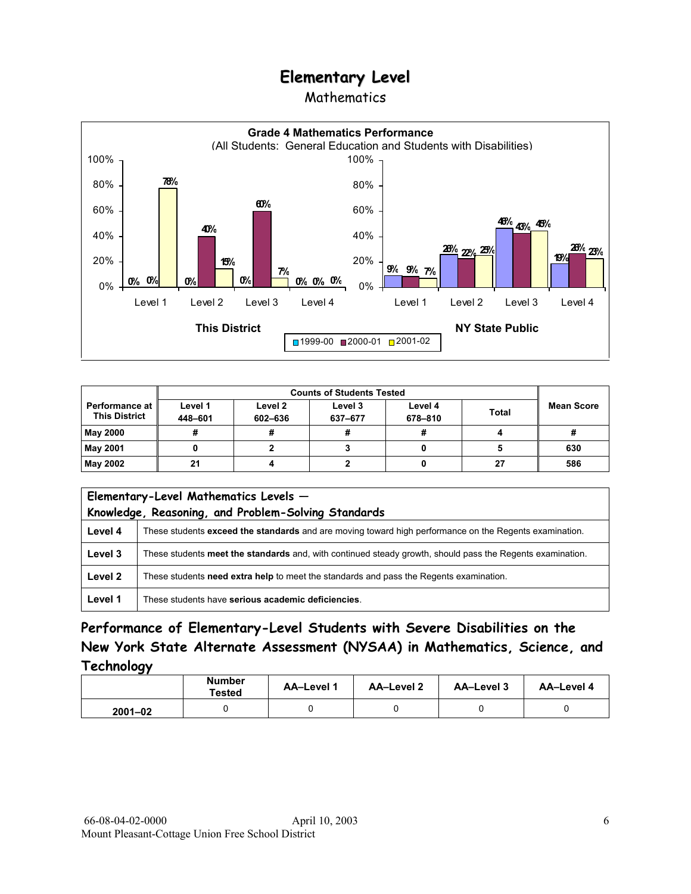# Elementary Level

Mathematics

**Grade 4 Mathematics Performance**
(All Students: General Education and Students with Disabilities)

| This District | 1999-00 | 2000-01 | 2001-02 |
|---|---|---|---|
| Level 1 | 0% | 0% | 78% |
| Level 2 | 0% | 40% | 15% |
| Level 3 | 0% | 60% | 7% |
| Level 4 | 0% | 0% | 0% |

| NY State Public | 1999-00 | 2000-01 | 2001-02 |
|---|---|---|---|
| Level 1 | 9% | 9% | 7% |
| Level 2 | 26% | 22% | 25% |
| Level 3 | 46% | 43% | 45% |
| Level 4 | 19% | 26% | 23% |

| Performance at This District | Counts of Students Tested | | | | | Mean Score |
|---|---|---|---|---|---|---|
| | Level 1 448–601 | Level 2 602–636 | Level 3 637–677 | Level 4 678–810 | Total | |
| May 2000 | # | # | # | # | 4 | # |
| May 2001 | 0 | 2 | 3 | 0 | 5 | 630 |
| May 2002 | 21 | 4 | 2 | 0 | 27 | 586 |

| Elementary-Level Mathematics Levels — Knowledge, Reasoning, and Problem-Solving Standards | |
|---|---|
| Level 4 | These students **exceed the standards** and are moving toward high performance on the Regents examination. |
| Level 3 | These students **meet the standards** and, with continued steady growth, should pass the Regents examination. |
| Level 2 | These students **need extra help** to meet the standards and pass the Regents examination. |
| Level 1 | These students have **serious academic deficiencies**. |

## Performance of Elementary-Level Students with Severe Disabilities on the New York State Alternate Assessment (NYSAA) in Mathematics, Science, and Technology

| | Number Tested | AA–Level 1 | AA–Level 2 | AA–Level 3 | AA–Level 4 |
|---|---|---|---|---|---|
| 2001–02 | 0 | 0 | 0 | 0 | 0 |

66-08-04-02-0000 April 10, 2003
Mount Pleasant-Cottage Union Free School District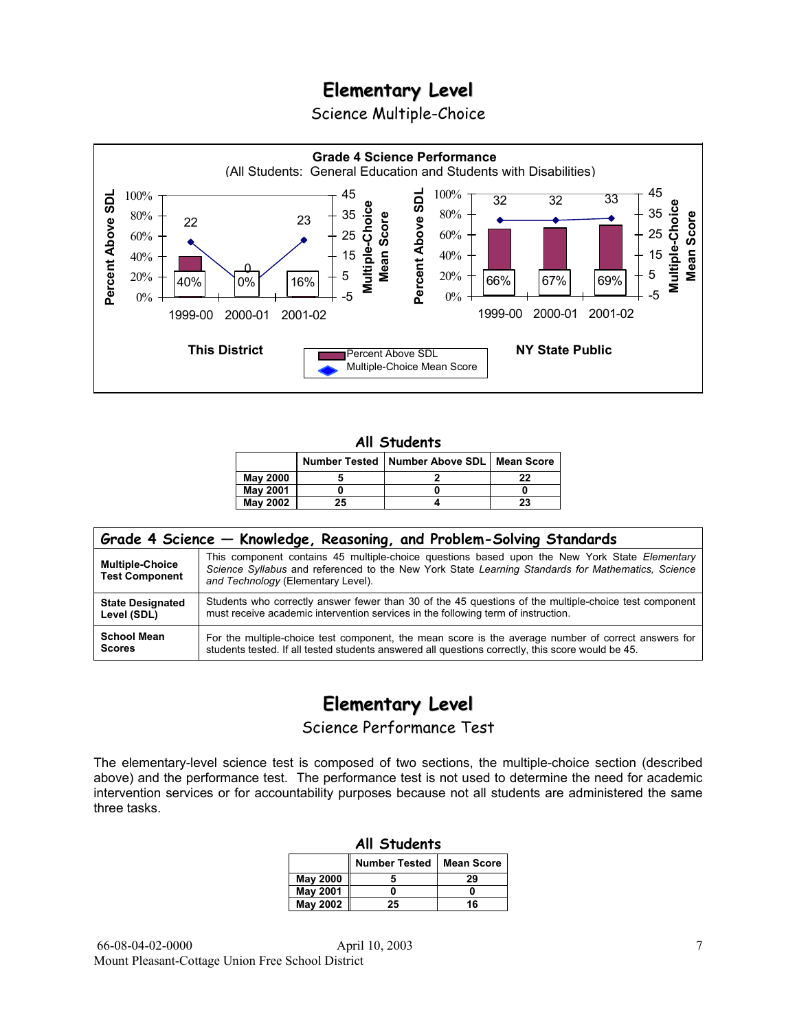# Elementary Level

## Science Multiple-Choice

**Grade 4 Science Performance**
(All Students: General Education and Students with Disabilities)

**This District**

| | 1999-00 | 2000-01 | 2001-02 |
|---|---|---|---|
| Percent Above SDL | 40% | 0% | 16% |
| Multiple-Choice Mean Score | 22 | 0 | 23 |

**NY State Public**

| | 1999-00 | 2000-01 | 2001-02 |
|---|---|---|---|
| Percent Above SDL | 66% | 67% | 69% |
| Multiple-Choice Mean Score | 32 | 32 | 33 |

### All Students

| | Number Tested | Number Above SDL | Mean Score |
|---|---|---|---|
| **May 2000** | 5 | 2 | 22 |
| **May 2001** | 0 | 0 | 0 |
| **May 2002** | 25 | 4 | 23 |

| Grade 4 Science — Knowledge, Reasoning, and Problem-Solving Standards | |
|---|---|
| **Multiple-Choice Test Component** | This component contains 45 multiple-choice questions based upon the New York State *Elementary Science Syllabus* and referenced to the New York State *Learning Standards for Mathematics, Science and Technology* (Elementary Level). |
| **State Designated Level (SDL)** | Students who correctly answer fewer than 30 of the 45 questions of the multiple-choice test component must receive academic intervention services in the following term of instruction. |
| **School Mean Scores** | For the multiple-choice test component, the mean score is the average number of correct answers for students tested. If all tested students answered all questions correctly, this score would be 45. |

# Elementary Level

## Science Performance Test

The elementary-level science test is composed of two sections, the multiple-choice section (described above) and the performance test. The performance test is not used to determine the need for academic intervention services or for accountability purposes because not all students are administered the same three tasks.

### All Students

| | Number Tested | Mean Score |
|---|---|---|
| **May 2000** | 5 | 29 |
| **May 2001** | 0 | 0 |
| **May 2002** | 25 | 16 |

66-08-04-02-0000 April 10, 2003
Mount Pleasant-Cottage Union Free School District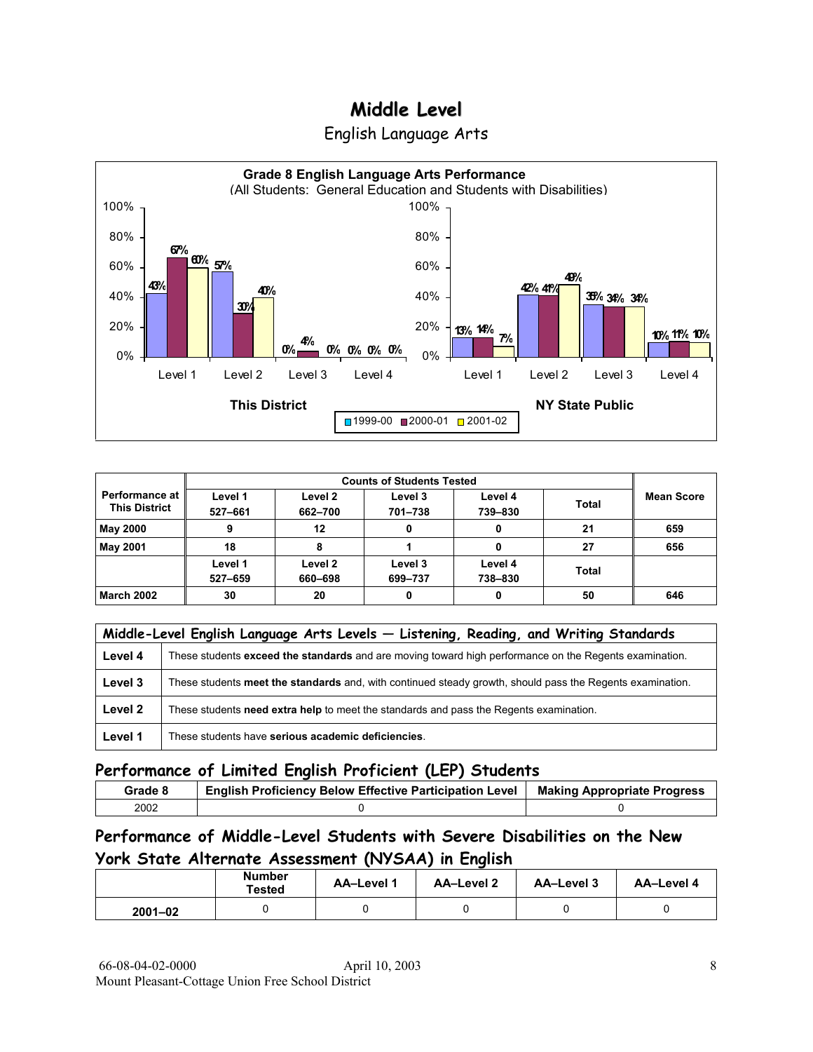# Middle Level

## English Language Arts

**Grade 8 English Language Arts Performance**
(All Students: General Education and Students with Disabilities)

| This District | 1999-00 | 2000-01 | 2001-02 |
|---|---|---|---|
| Level 1 | 43% | 67% | 60% |
| Level 2 | 57% | 30% | 40% |
| Level 3 | 0% | 4% | 0% |
| Level 4 | 0% | 0% | 0% |

| NY State Public | 1999-00 | 2000-01 | 2001-02 |
|---|---|---|---|
| Level 1 | 13% | 14% | 7% |
| Level 2 | 42% | 41% | 49% |
| Level 3 | 35% | 34% | 34% |
| Level 4 | 10% | 11% | 10% |

| Performance at This District | Counts of Students Tested | | | | | Mean Score |
|---|---|---|---|---|---|---|
| | Level 1 527–661 | Level 2 662–700 | Level 3 701–738 | Level 4 739–830 | Total | |
| **May 2000** | 9 | 12 | 0 | 0 | 21 | 659 |
| **May 2001** | 18 | 8 | 1 | 0 | 27 | 656 |
| | Level 1 527–659 | Level 2 660–698 | Level 3 699–737 | Level 4 738–830 | Total | |
| **March 2002** | 30 | 20 | 0 | 0 | 50 | 646 |

| Middle-Level English Language Arts Levels — Listening, Reading, and Writing Standards | |
|---|---|
| **Level 4** | These students **exceed the standards** and are moving toward high performance on the Regents examination. |
| **Level 3** | These students **meet the standards** and, with continued steady growth, should pass the Regents examination. |
| **Level 2** | These students **need extra help** to meet the standards and pass the Regents examination. |
| **Level 1** | These students have **serious academic deficiencies**. |

## Performance of Limited English Proficient (LEP) Students

| Grade 8 | English Proficiency Below Effective Participation Level | Making Appropriate Progress |
|---|---|---|
| 2002 | 0 | 0 |

## Performance of Middle-Level Students with Severe Disabilities on the New York State Alternate Assessment (NYSAA) in English

| | Number Tested | AA–Level 1 | AA–Level 2 | AA–Level 3 | AA–Level 4 |
|---|---|---|---|---|---|
| **2001–02** | 0 | 0 | 0 | 0 | 0 |

66-08-04-02-0000 April 10, 2003
Mount Pleasant-Cottage Union Free School District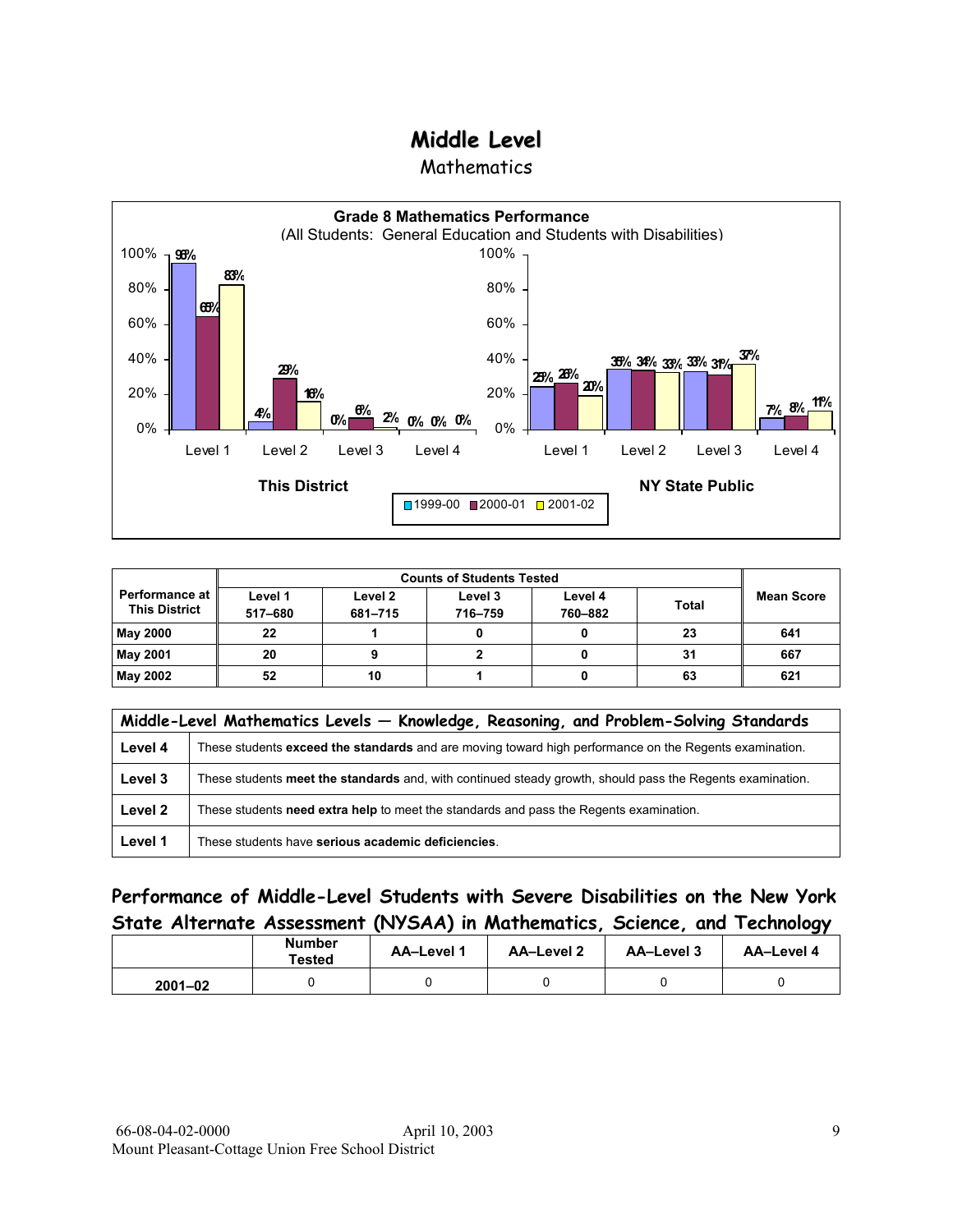# Middle Level

Mathematics

**Grade 8 Mathematics Performance**
(All Students: General Education and Students with Disabilities)

| | This District 1999-00 | This District 2000-01 | This District 2001-02 | NY State Public 1999-00 | NY State Public 2000-01 | NY State Public 2001-02 |
|---|---|---|---|---|---|---|
| Level 1 | 96% | 65% | 83% | 25% | 26% | 20% |
| Level 2 | 4% | 29% | 16% | 35% | 34% | 33% |
| Level 3 | 0% | 6% | 2% | 33% | 31% | 37% |
| Level 4 | 0% | 0% | 0% | 7% | 8% | 11% |

| Performance at This District | Counts of Students Tested | | | | | Mean Score |
|---|---|---|---|---|---|---|
| | Level 1 517–680 | Level 2 681–715 | Level 3 716–759 | Level 4 760–882 | Total | |
| May 2000 | 22 | 1 | 0 | 0 | 23 | 641 |
| May 2001 | 20 | 9 | 2 | 0 | 31 | 667 |
| May 2002 | 52 | 10 | 1 | 0 | 63 | 621 |

| Middle-Level Mathematics Levels — Knowledge, Reasoning, and Problem-Solving Standards | |
|---|---|
| **Level 4** | These students **exceed the standards** and are moving toward high performance on the Regents examination. |
| **Level 3** | These students **meet the standards** and, with continued steady growth, should pass the Regents examination. |
| **Level 2** | These students **need extra help** to meet the standards and pass the Regents examination. |
| **Level 1** | These students have **serious academic deficiencies**. |

## Performance of Middle-Level Students with Severe Disabilities on the New York State Alternate Assessment (NYSAA) in Mathematics, Science, and Technology

| | Number Tested | AA–Level 1 | AA–Level 2 | AA–Level 3 | AA–Level 4 |
|---|---|---|---|---|---|
| 2001–02 | 0 | 0 | 0 | 0 | 0 |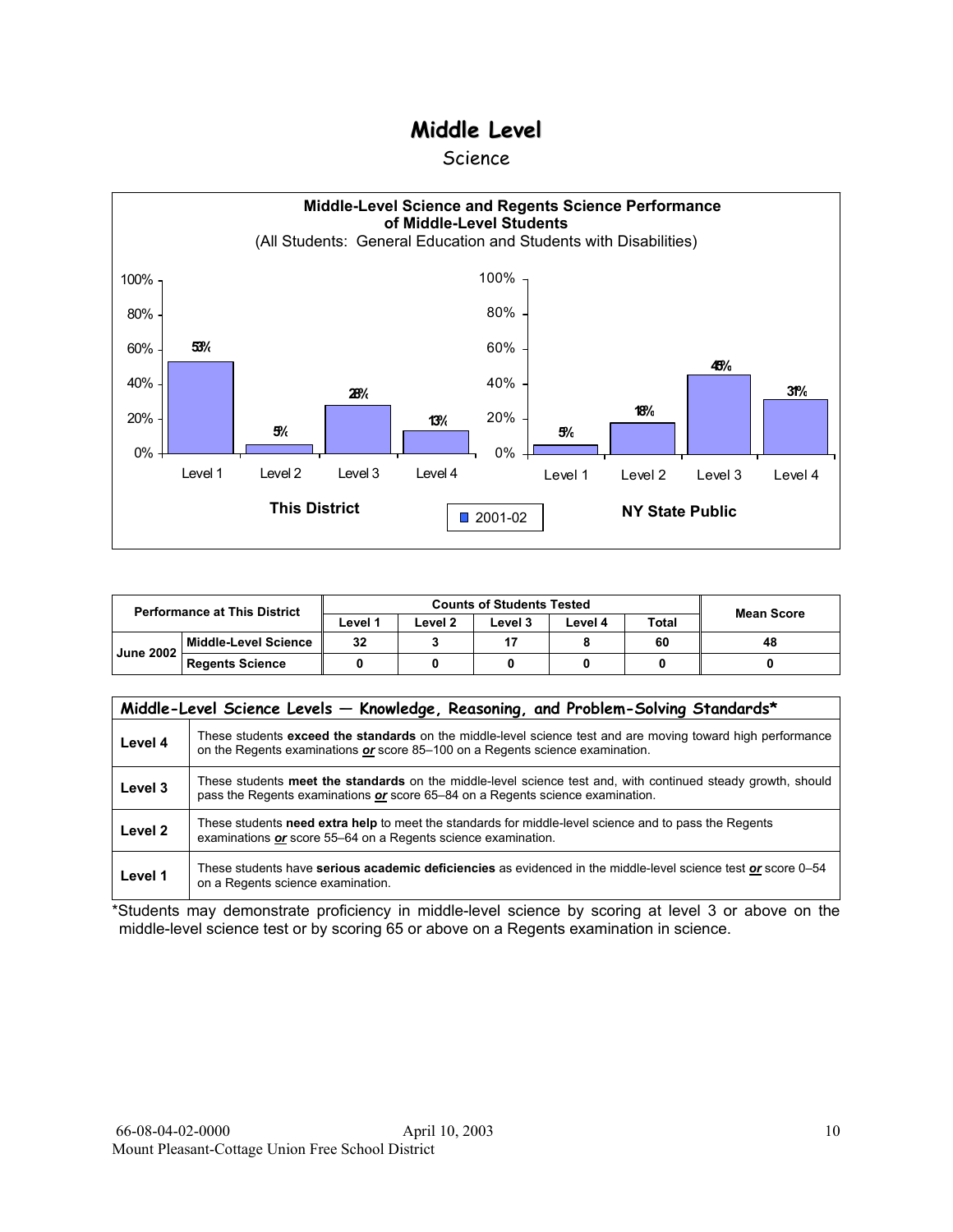# Middle Level

Science

**Middle-Level Science and Regents Science Performance of Middle-Level Students**

(All Students: General Education and Students with Disabilities)

**This District** (2001-02)

| Level 1 | Level 2 | Level 3 | Level 4 |
|---|---|---|---|
| 53% | 5% | 28% | 13% |

**NY State Public** (2001-02)

| Level 1 | Level 2 | Level 3 | Level 4 |
|---|---|---|---|
| 5% | 18% | 45% | 31% |

| Performance at This District | | Counts of Students Tested | | | | | Mean Score |
|---|---|---|---|---|---|---|---|
| | | Level 1 | Level 2 | Level 3 | Level 4 | Total | |
| June 2002 | Middle-Level Science | 32 | 3 | 17 | 8 | 60 | 48 |
| | Regents Science | 0 | 0 | 0 | 0 | 0 | 0 |

| Middle-Level Science Levels — Knowledge, Reasoning, and Problem-Solving Standards* | |
|---|---|
| Level 4 | These students **exceed the standards** on the middle-level science test and are moving toward high performance on the Regents examinations ***or*** score 85–100 on a Regents science examination. |
| Level 3 | These students **meet the standards** on the middle-level science test and, with continued steady growth, should pass the Regents examinations ***or*** score 65–84 on a Regents science examination. |
| Level 2 | These students **need extra help** to meet the standards for middle-level science and to pass the Regents examinations ***or*** score 55–64 on a Regents science examination. |
| Level 1 | These students have **serious academic deficiencies** as evidenced in the middle-level science test ***or*** score 0–54 on a Regents science examination. |

*Students may demonstrate proficiency in middle-level science by scoring at level 3 or above on the middle-level science test or by scoring 65 or above on a Regents examination in science.

66-08-04-02-0000 April 10, 2003
Mount Pleasant-Cottage Union Free School District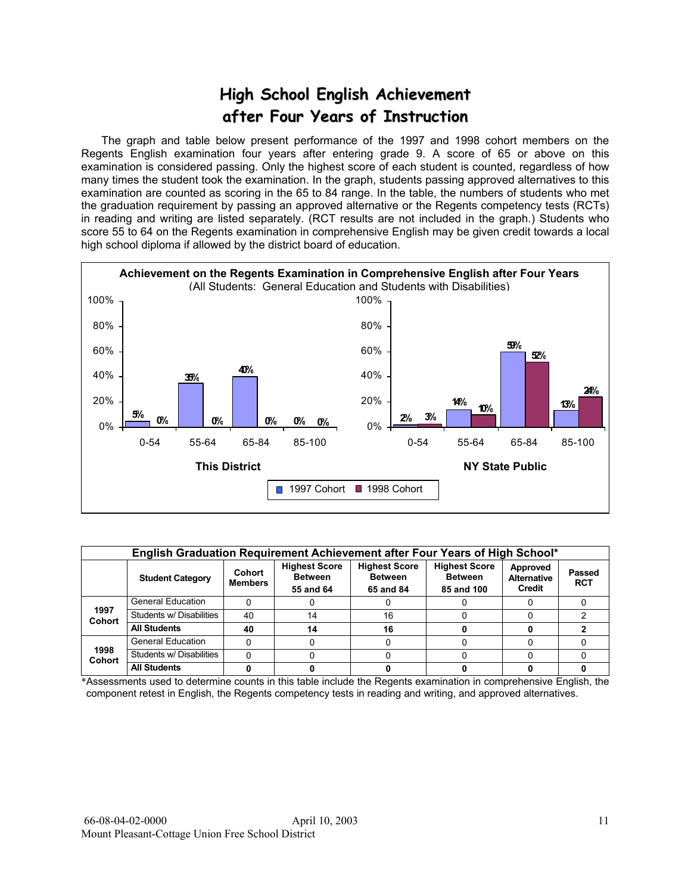# High School English Achievement after Four Years of Instruction

The graph and table below present performance of the 1997 and 1998 cohort members on the Regents English examination four years after entering grade 9. A score of 65 or above on this examination is considered passing. Only the highest score of each student is counted, regardless of how many times the student took the examination. In the graph, students passing approved alternatives to this examination are counted as scoring in the 65 to 84 range. In the table, the numbers of students who met the graduation requirement by passing an approved alternative or the Regents competency tests (RCTs) in reading and writing are listed separately. (RCT results are not included in the graph.) Students who score 55 to 64 on the Regents examination in comprehensive English may be given credit towards a local high school diploma if allowed by the district board of education.

**Achievement on the Regents Examination in Comprehensive English after Four Years**
(All Students: General Education and Students with Disabilities)

**This District**

| Score Range | 1997 Cohort | 1998 Cohort |
|---|---|---|
| 0-54 | 5% | 0% |
| 55-64 | 35% | 0% |
| 65-84 | 40% | 0% |
| 85-100 | 0% | 0% |

**NY State Public**

| Score Range | 1997 Cohort | 1998 Cohort |
|---|---|---|
| 0-54 | 2% | 3% |
| 55-64 | 14% | 10% |
| 65-84 | 59% | 52% |
| 85-100 | 13% | 24% |

**English Graduation Requirement Achievement after Four Years of High School***

| | Student Category | Cohort Members | Highest Score Between 55 and 64 | Highest Score Between 65 and 84 | Highest Score Between 85 and 100 | Approved Alternative Credit | Passed RCT |
|---|---|---|---|---|---|---|---|
| 1997 Cohort | General Education | 0 | 0 | 0 | 0 | 0 | 0 |
| | Students w/ Disabilities | 40 | 14 | 16 | 0 | 0 | 2 |
| | **All Students** | **40** | **14** | **16** | **0** | **0** | **2** |
| 1998 Cohort | General Education | 0 | 0 | 0 | 0 | 0 | 0 |
| | Students w/ Disabilities | 0 | 0 | 0 | 0 | 0 | 0 |
| | **All Students** | **0** | **0** | **0** | **0** | **0** | **0** |

*Assessments used to determine counts in this table include the Regents examination in comprehensive English, the component retest in English, the Regents competency tests in reading and writing, and approved alternatives.

66-08-04-02-0000 April 10, 2003
Mount Pleasant-Cottage Union Free School District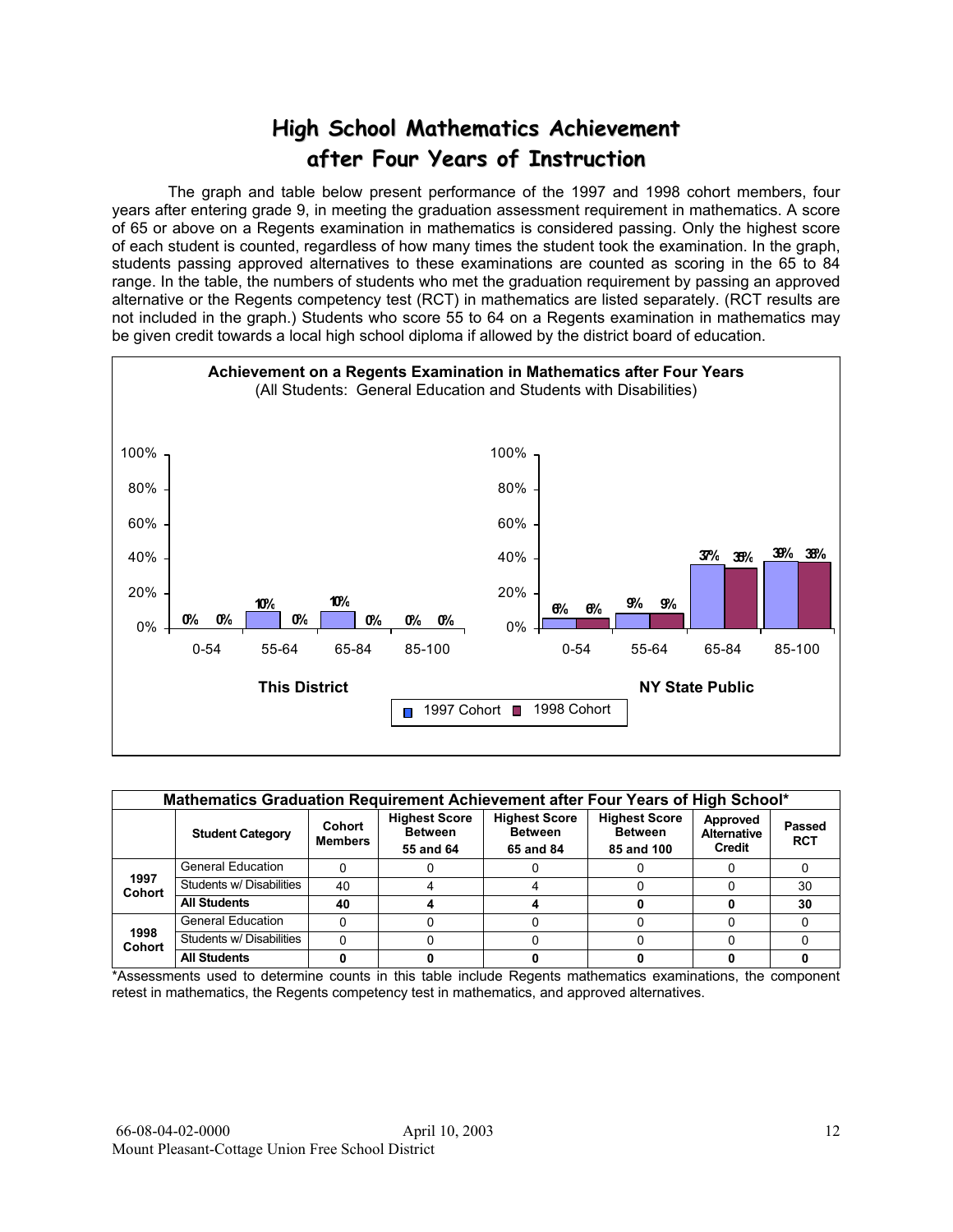# High School Mathematics Achievement after Four Years of Instruction

The graph and table below present performance of the 1997 and 1998 cohort members, four years after entering grade 9, in meeting the graduation assessment requirement in mathematics. A score of 65 or above on a Regents examination in mathematics is considered passing. Only the highest score of each student is counted, regardless of how many times the student took the examination. In the graph, students passing approved alternatives to these examinations are counted as scoring in the 65 to 84 range. In the table, the numbers of students who met the graduation requirement by passing an approved alternative or the Regents competency test (RCT) in mathematics are listed separately. (RCT results are not included in the graph.) Students who score 55 to 64 on a Regents examination in mathematics may be given credit towards a local high school diploma if allowed by the district board of education.

**Achievement on a Regents Examination in Mathematics after Four Years**
(All Students: General Education and Students with Disabilities)

| | This District 1997 Cohort | This District 1998 Cohort | NY State Public 1997 Cohort | NY State Public 1998 Cohort |
|---|---|---|---|---|
| 0-54 | 0% | 0% | 6% | 6% |
| 55-64 | 10% | 0% | 9% | 9% |
| 65-84 | 10% | 0% | 37% | 35% |
| 85-100 | 0% | 0% | 39% | 38% |

| Mathematics Graduation Requirement Achievement after Four Years of High School* | | | | | | | |
|---|---|---|---|---|---|---|---|
| | Student Category | Cohort Members | Highest Score Between 55 and 64 | Highest Score Between 65 and 84 | Highest Score Between 85 and 100 | Approved Alternative Credit | Passed RCT |
| 1997 Cohort | General Education | 0 | 0 | 0 | 0 | 0 | 0 |
| | Students w/ Disabilities | 40 | 4 | 4 | 0 | 0 | 30 |
| | **All Students** | **40** | **4** | **4** | **0** | **0** | **30** |
| 1998 Cohort | General Education | 0 | 0 | 0 | 0 | 0 | 0 |
| | Students w/ Disabilities | 0 | 0 | 0 | 0 | 0 | 0 |
| | **All Students** | **0** | **0** | **0** | **0** | **0** | **0** |

*Assessments used to determine counts in this table include Regents mathematics examinations, the component retest in mathematics, the Regents competency test in mathematics, and approved alternatives.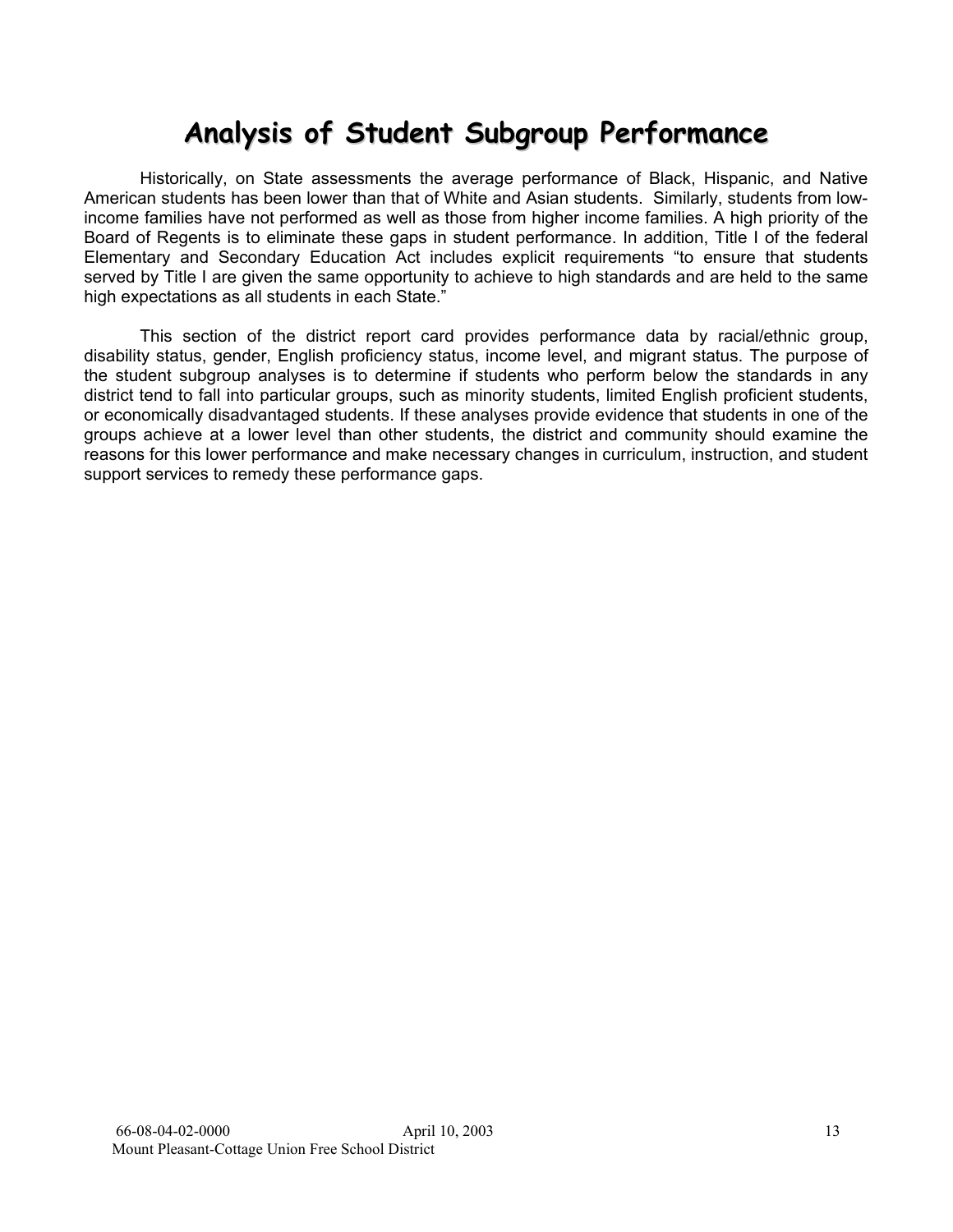# Analysis of Student Subgroup Performance

Historically, on State assessments the average performance of Black, Hispanic, and Native American students has been lower than that of White and Asian students. Similarly, students from low-income families have not performed as well as those from higher income families. A high priority of the Board of Regents is to eliminate these gaps in student performance. In addition, Title I of the federal Elementary and Secondary Education Act includes explicit requirements "to ensure that students served by Title I are given the same opportunity to achieve to high standards and are held to the same high expectations as all students in each State."

This section of the district report card provides performance data by racial/ethnic group, disability status, gender, English proficiency status, income level, and migrant status. The purpose of the student subgroup analyses is to determine if students who perform below the standards in any district tend to fall into particular groups, such as minority students, limited English proficient students, or economically disadvantaged students. If these analyses provide evidence that students in one of the groups achieve at a lower level than other students, the district and community should examine the reasons for this lower performance and make necessary changes in curriculum, instruction, and student support services to remedy these performance gaps.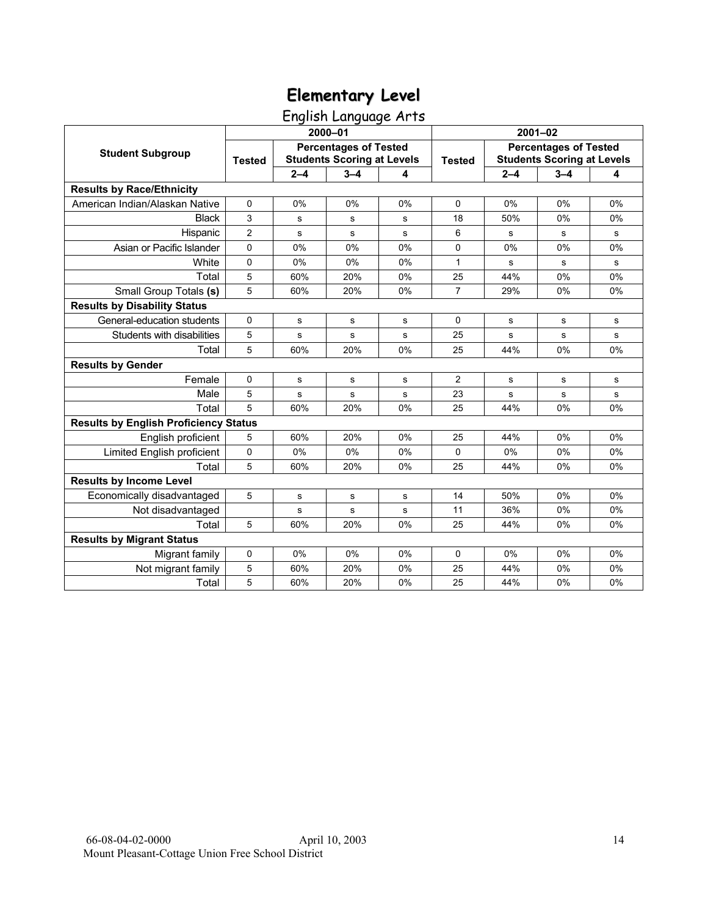# Elementary Level

## English Language Arts

| Student Subgroup | 2000–01 | | | | 2001–02 | | | |
|---|---|---|---|---|---|---|---|---|
| | Tested | Percentages of Tested Students Scoring at Levels | | | Tested | Percentages of Tested Students Scoring at Levels | | |
| | | 2–4 | 3–4 | 4 | | 2–4 | 3–4 | 4 |
| **Results by Race/Ethnicity** | | | | | | | | |
| American Indian/Alaskan Native | 0 | 0% | 0% | 0% | 0 | 0% | 0% | 0% |
| Black | 3 | s | s | s | 18 | 50% | 0% | 0% |
| Hispanic | 2 | s | s | s | 6 | s | s | s |
| Asian or Pacific Islander | 0 | 0% | 0% | 0% | 0 | 0% | 0% | 0% |
| White | 0 | 0% | 0% | 0% | 1 | s | s | s |
| Total | 5 | 60% | 20% | 0% | 25 | 44% | 0% | 0% |
| Small Group Totals **(s)** | 5 | 60% | 20% | 0% | 7 | 29% | 0% | 0% |
| **Results by Disability Status** | | | | | | | | |
| General-education students | 0 | s | s | s | 0 | s | s | s |
| Students with disabilities | 5 | s | s | s | 25 | s | s | s |
| Total | 5 | 60% | 20% | 0% | 25 | 44% | 0% | 0% |
| **Results by Gender** | | | | | | | | |
| Female | 0 | s | s | s | 2 | s | s | s |
| Male | 5 | s | s | s | 23 | s | s | s |
| Total | 5 | 60% | 20% | 0% | 25 | 44% | 0% | 0% |
| **Results by English Proficiency Status** | | | | | | | | |
| English proficient | 5 | 60% | 20% | 0% | 25 | 44% | 0% | 0% |
| Limited English proficient | 0 | 0% | 0% | 0% | 0 | 0% | 0% | 0% |
| Total | 5 | 60% | 20% | 0% | 25 | 44% | 0% | 0% |
| **Results by Income Level** | | | | | | | | |
| Economically disadvantaged | 5 | s | s | s | 14 | 50% | 0% | 0% |
| Not disadvantaged | | s | s | s | 11 | 36% | 0% | 0% |
| Total | 5 | 60% | 20% | 0% | 25 | 44% | 0% | 0% |
| **Results by Migrant Status** | | | | | | | | |
| Migrant family | 0 | 0% | 0% | 0% | 0 | 0% | 0% | 0% |
| Not migrant family | 5 | 60% | 20% | 0% | 25 | 44% | 0% | 0% |
| Total | 5 | 60% | 20% | 0% | 25 | 44% | 0% | 0% |

66-08-04-02-0000 April 10, 2003
Mount Pleasant-Cottage Union Free School District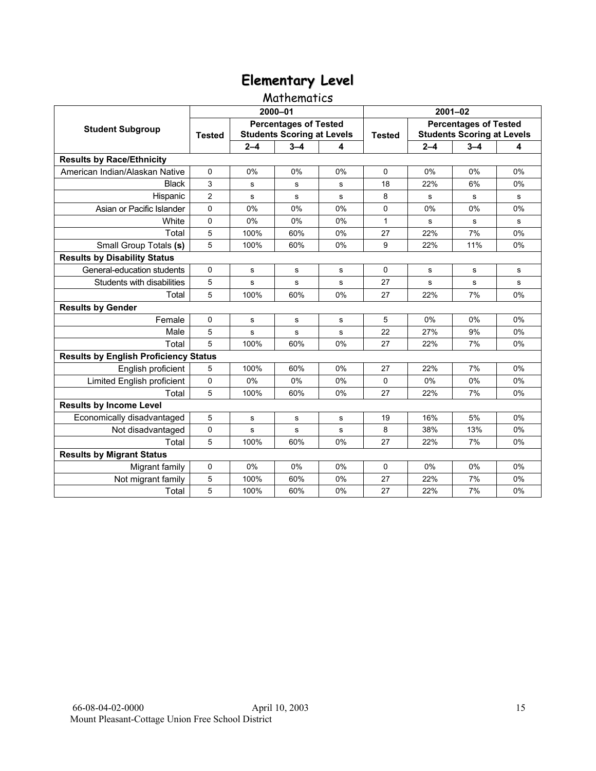# Elementary Level

## Mathematics

| Student Subgroup | 2000–01 | | | | 2001–02 | | | |
|---|---|---|---|---|---|---|---|---|
| | Tested | Percentages of Tested Students Scoring at Levels | | | Tested | Percentages of Tested Students Scoring at Levels | | |
| | | 2–4 | 3–4 | 4 | | 2–4 | 3–4 | 4 |
| **Results by Race/Ethnicity** | | | | | | | | |
| American Indian/Alaskan Native | 0 | 0% | 0% | 0% | 0 | 0% | 0% | 0% |
| Black | 3 | s | s | s | 18 | 22% | 6% | 0% |
| Hispanic | 2 | s | s | s | 8 | s | s | s |
| Asian or Pacific Islander | 0 | 0% | 0% | 0% | 0 | 0% | 0% | 0% |
| White | 0 | 0% | 0% | 0% | 1 | s | s | s |
| Total | 5 | 100% | 60% | 0% | 27 | 22% | 7% | 0% |
| Small Group Totals **(s)** | 5 | 100% | 60% | 0% | 9 | 22% | 11% | 0% |
| **Results by Disability Status** | | | | | | | | |
| General-education students | 0 | s | s | s | 0 | s | s | s |
| Students with disabilities | 5 | s | s | s | 27 | s | s | s |
| Total | 5 | 100% | 60% | 0% | 27 | 22% | 7% | 0% |
| **Results by Gender** | | | | | | | | |
| Female | 0 | s | s | s | 5 | 0% | 0% | 0% |
| Male | 5 | s | s | s | 22 | 27% | 9% | 0% |
| Total | 5 | 100% | 60% | 0% | 27 | 22% | 7% | 0% |
| **Results by English Proficiency Status** | | | | | | | | |
| English proficient | 5 | 100% | 60% | 0% | 27 | 22% | 7% | 0% |
| Limited English proficient | 0 | 0% | 0% | 0% | 0 | 0% | 0% | 0% |
| Total | 5 | 100% | 60% | 0% | 27 | 22% | 7% | 0% |
| **Results by Income Level** | | | | | | | | |
| Economically disadvantaged | 5 | s | s | s | 19 | 16% | 5% | 0% |
| Not disadvantaged | 0 | s | s | s | 8 | 38% | 13% | 0% |
| Total | 5 | 100% | 60% | 0% | 27 | 22% | 7% | 0% |
| **Results by Migrant Status** | | | | | | | | |
| Migrant family | 0 | 0% | 0% | 0% | 0 | 0% | 0% | 0% |
| Not migrant family | 5 | 100% | 60% | 0% | 27 | 22% | 7% | 0% |
| Total | 5 | 100% | 60% | 0% | 27 | 22% | 7% | 0% |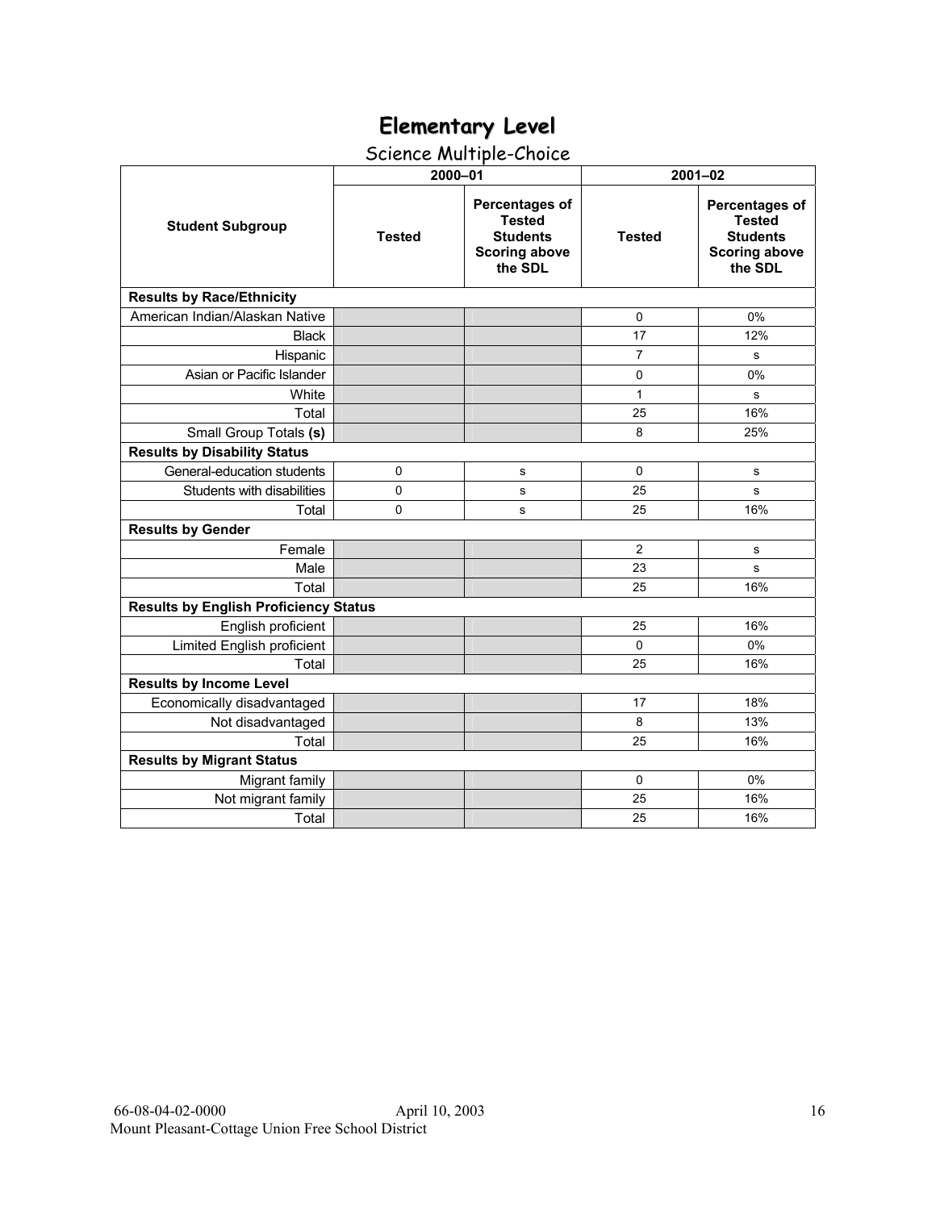# Elementary Level

## Science Multiple-Choice

| Student Subgroup | 2000–01 | | 2001–02 | |
|---|---|---|---|---|
| | Tested | Percentages of Tested Students Scoring above the SDL | Tested | Percentages of Tested Students Scoring above the SDL |
| **Results by Race/Ethnicity** | | | | |
| American Indian/Alaskan Native | | | 0 | 0% |
| Black | | | 17 | 12% |
| Hispanic | | | 7 | s |
| Asian or Pacific Islander | | | 0 | 0% |
| White | | | 1 | s |
| Total | | | 25 | 16% |
| Small Group Totals **(s)** | | | 8 | 25% |
| **Results by Disability Status** | | | | |
| General-education students | 0 | s | 0 | s |
| Students with disabilities | 0 | s | 25 | s |
| Total | 0 | s | 25 | 16% |
| **Results by Gender** | | | | |
| Female | | | 2 | s |
| Male | | | 23 | s |
| Total | | | 25 | 16% |
| **Results by English Proficiency Status** | | | | |
| English proficient | | | 25 | 16% |
| Limited English proficient | | | 0 | 0% |
| Total | | | 25 | 16% |
| **Results by Income Level** | | | | |
| Economically disadvantaged | | | 17 | 18% |
| Not disadvantaged | | | 8 | 13% |
| Total | | | 25 | 16% |
| **Results by Migrant Status** | | | | |
| Migrant family | | | 0 | 0% |
| Not migrant family | | | 25 | 16% |
| Total | | | 25 | 16% |

66-08-04-02-0000 April 10, 2003
Mount Pleasant-Cottage Union Free School District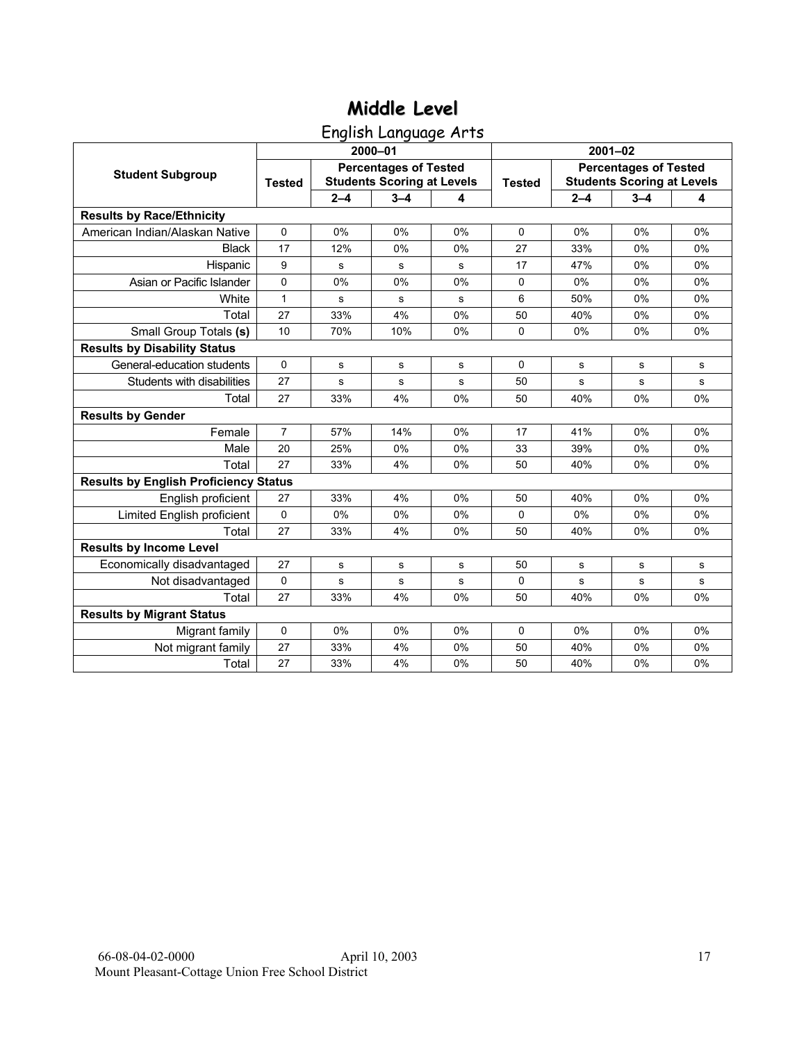# Middle Level

## English Language Arts

| Student Subgroup | 2000–01 | | | | 2001–02 | | | |
|---|---|---|---|---|---|---|---|---|
| | Tested | Percentages of Tested Students Scoring at Levels | | | Tested | Percentages of Tested Students Scoring at Levels | | |
| | | 2–4 | 3–4 | 4 | | 2–4 | 3–4 | 4 |
| **Results by Race/Ethnicity** | | | | | | | | |
| American Indian/Alaskan Native | 0 | 0% | 0% | 0% | 0 | 0% | 0% | 0% |
| Black | 17 | 12% | 0% | 0% | 27 | 33% | 0% | 0% |
| Hispanic | 9 | s | s | s | 17 | 47% | 0% | 0% |
| Asian or Pacific Islander | 0 | 0% | 0% | 0% | 0 | 0% | 0% | 0% |
| White | 1 | s | s | s | 6 | 50% | 0% | 0% |
| Total | 27 | 33% | 4% | 0% | 50 | 40% | 0% | 0% |
| Small Group Totals **(s)** | 10 | 70% | 10% | 0% | 0 | 0% | 0% | 0% |
| **Results by Disability Status** | | | | | | | | |
| General-education students | 0 | s | s | s | 0 | s | s | s |
| Students with disabilities | 27 | s | s | s | 50 | s | s | s |
| Total | 27 | 33% | 4% | 0% | 50 | 40% | 0% | 0% |
| **Results by Gender** | | | | | | | | |
| Female | 7 | 57% | 14% | 0% | 17 | 41% | 0% | 0% |
| Male | 20 | 25% | 0% | 0% | 33 | 39% | 0% | 0% |
| Total | 27 | 33% | 4% | 0% | 50 | 40% | 0% | 0% |
| **Results by English Proficiency Status** | | | | | | | | |
| English proficient | 27 | 33% | 4% | 0% | 50 | 40% | 0% | 0% |
| Limited English proficient | 0 | 0% | 0% | 0% | 0 | 0% | 0% | 0% |
| Total | 27 | 33% | 4% | 0% | 50 | 40% | 0% | 0% |
| **Results by Income Level** | | | | | | | | |
| Economically disadvantaged | 27 | s | s | s | 50 | s | s | s |
| Not disadvantaged | 0 | s | s | s | 0 | s | s | s |
| Total | 27 | 33% | 4% | 0% | 50 | 40% | 0% | 0% |
| **Results by Migrant Status** | | | | | | | | |
| Migrant family | 0 | 0% | 0% | 0% | 0 | 0% | 0% | 0% |
| Not migrant family | 27 | 33% | 4% | 0% | 50 | 40% | 0% | 0% |
| Total | 27 | 33% | 4% | 0% | 50 | 40% | 0% | 0% |

66-08-04-02-0000 April 10, 2003
Mount Pleasant-Cottage Union Free School District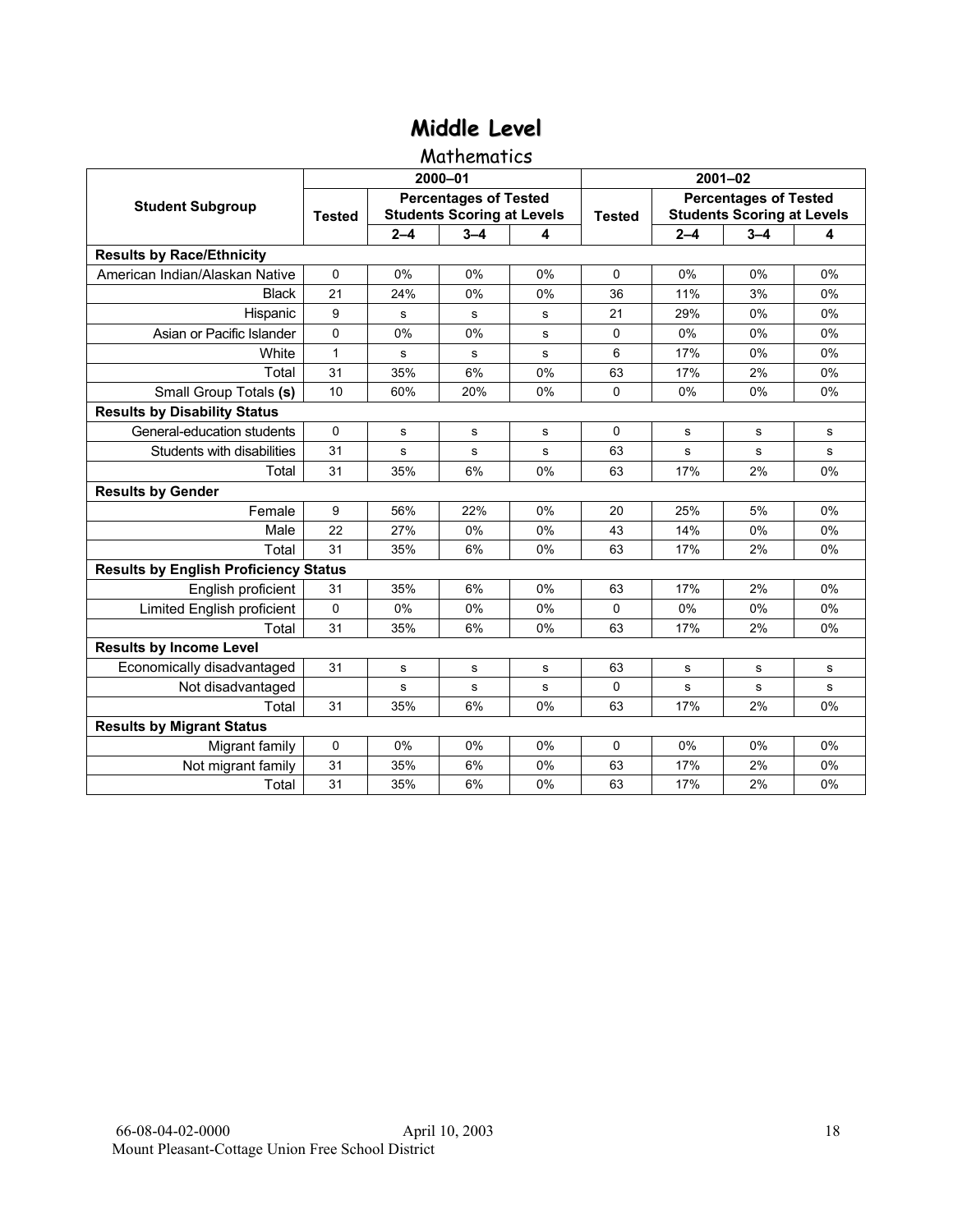# Middle Level

## Mathematics

| Student Subgroup | 2000–01 | | | | 2001–02 | | | |
|---|---|---|---|---|---|---|---|---|
| | Tested | Percentages of Tested Students Scoring at Levels | | | Tested | Percentages of Tested Students Scoring at Levels | | |
| | | 2–4 | 3–4 | 4 | | 2–4 | 3–4 | 4 |
| **Results by Race/Ethnicity** | | | | | | | | |
| American Indian/Alaskan Native | 0 | 0% | 0% | 0% | 0 | 0% | 0% | 0% |
| Black | 21 | 24% | 0% | 0% | 36 | 11% | 3% | 0% |
| Hispanic | 9 | s | s | s | 21 | 29% | 0% | 0% |
| Asian or Pacific Islander | 0 | 0% | 0% | s | 0 | 0% | 0% | 0% |
| White | 1 | s | s | s | 6 | 17% | 0% | 0% |
| Total | 31 | 35% | 6% | 0% | 63 | 17% | 2% | 0% |
| Small Group Totals **(s)** | 10 | 60% | 20% | 0% | 0 | 0% | 0% | 0% |
| **Results by Disability Status** | | | | | | | | |
| General-education students | 0 | s | s | s | 0 | s | s | s |
| Students with disabilities | 31 | s | s | s | 63 | s | s | s |
| Total | 31 | 35% | 6% | 0% | 63 | 17% | 2% | 0% |
| **Results by Gender** | | | | | | | | |
| Female | 9 | 56% | 22% | 0% | 20 | 25% | 5% | 0% |
| Male | 22 | 27% | 0% | 0% | 43 | 14% | 0% | 0% |
| Total | 31 | 35% | 6% | 0% | 63 | 17% | 2% | 0% |
| **Results by English Proficiency Status** | | | | | | | | |
| English proficient | 31 | 35% | 6% | 0% | 63 | 17% | 2% | 0% |
| Limited English proficient | 0 | 0% | 0% | 0% | 0 | 0% | 0% | 0% |
| Total | 31 | 35% | 6% | 0% | 63 | 17% | 2% | 0% |
| **Results by Income Level** | | | | | | | | |
| Economically disadvantaged | 31 | s | s | s | 63 | s | s | s |
| Not disadvantaged | | s | s | s | 0 | s | s | s |
| Total | 31 | 35% | 6% | 0% | 63 | 17% | 2% | 0% |
| **Results by Migrant Status** | | | | | | | | |
| Migrant family | 0 | 0% | 0% | 0% | 0 | 0% | 0% | 0% |
| Not migrant family | 31 | 35% | 6% | 0% | 63 | 17% | 2% | 0% |
| Total | 31 | 35% | 6% | 0% | 63 | 17% | 2% | 0% |

66-08-04-02-0000 April 10, 2003
Mount Pleasant-Cottage Union Free School District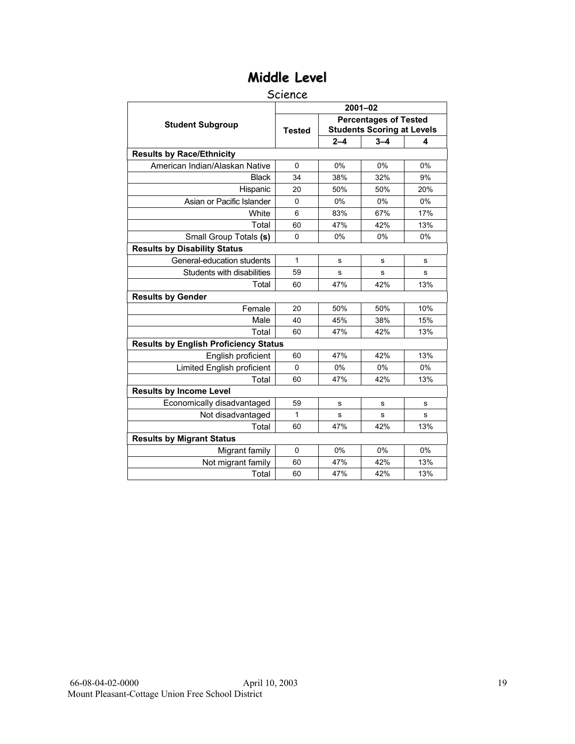## Middle Level

Science

| Student Subgroup | 2001–02 | | | |
|---|---|---|---|---|
| | Tested | Percentages of Tested Students Scoring at Levels | | |
| | | 2–4 | 3–4 | 4 |
| **Results by Race/Ethnicity** | | | | |
| American Indian/Alaskan Native | 0 | 0% | 0% | 0% |
| Black | 34 | 38% | 32% | 9% |
| Hispanic | 20 | 50% | 50% | 20% |
| Asian or Pacific Islander | 0 | 0% | 0% | 0% |
| White | 6 | 83% | 67% | 17% |
| Total | 60 | 47% | 42% | 13% |
| Small Group Totals **(s)** | 0 | 0% | 0% | 0% |
| **Results by Disability Status** | | | | |
| General-education students | 1 | s | s | s |
| Students with disabilities | 59 | s | s | s |
| Total | 60 | 47% | 42% | 13% |
| **Results by Gender** | | | | |
| Female | 20 | 50% | 50% | 10% |
| Male | 40 | 45% | 38% | 15% |
| Total | 60 | 47% | 42% | 13% |
| **Results by English Proficiency Status** | | | | |
| English proficient | 60 | 47% | 42% | 13% |
| Limited English proficient | 0 | 0% | 0% | 0% |
| Total | 60 | 47% | 42% | 13% |
| **Results by Income Level** | | | | |
| Economically disadvantaged | 59 | s | s | s |
| Not disadvantaged | 1 | s | s | s |
| Total | 60 | 47% | 42% | 13% |
| **Results by Migrant Status** | | | | |
| Migrant family | 0 | 0% | 0% | 0% |
| Not migrant family | 60 | 47% | 42% | 13% |
| Total | 60 | 47% | 42% | 13% |

66-08-04-02-0000 April 10, 2003
Mount Pleasant-Cottage Union Free School District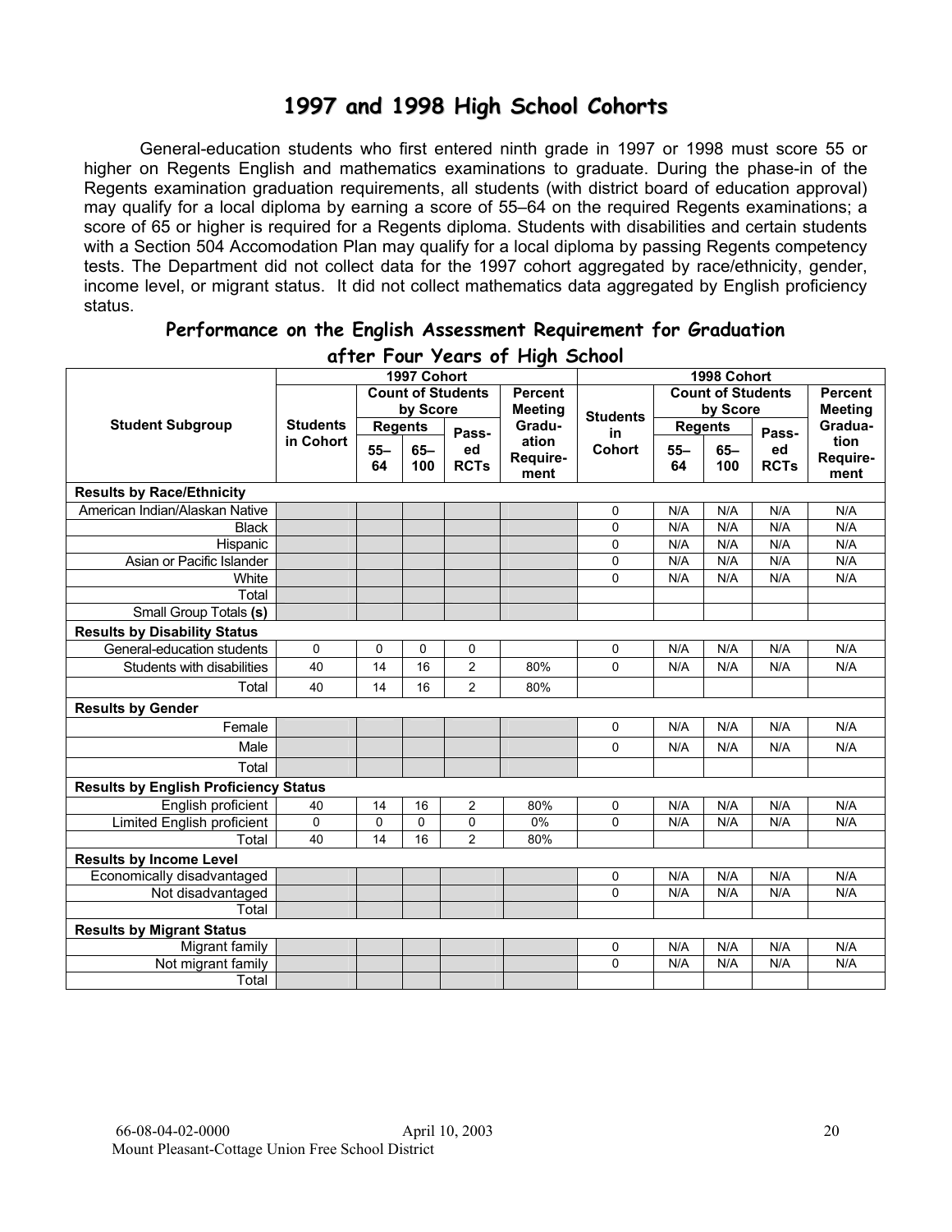# 1997 and 1998 High School Cohorts

General-education students who first entered ninth grade in 1997 or 1998 must score 55 or higher on Regents English and mathematics examinations to graduate. During the phase-in of the Regents examination graduation requirements, all students (with district board of education approval) may qualify for a local diploma by earning a score of 55–64 on the required Regents examinations; a score of 65 or higher is required for a Regents diploma. Students with disabilities and certain students with a Section 504 Accomodation Plan may qualify for a local diploma by passing Regents competency tests. The Department did not collect data for the 1997 cohort aggregated by race/ethnicity, gender, income level, or migrant status. It did not collect mathematics data aggregated by English proficiency status.

## Performance on the English Assessment Requirement for Graduation after Four Years of High School

| Student Subgroup | 1997 Cohort | | | | | 1998 Cohort | | | | |
|---|---|---|---|---|---|---|---|---|---|---|
| | Students in Cohort | Count of Students by Score | | | Percent Meeting Graduation Requirement | Students in Cohort | Count of Students by Score | | | Percent Meeting Graduation Requirement |
| | | Regents 55–64 | Regents 65–100 | Passed RCTs | | | Regents 55–64 | Regents 65–100 | Passed RCTs | |
| **Results by Race/Ethnicity** | | | | | | | | | | |
| American Indian/Alaskan Native | | | | | | 0 | N/A | N/A | N/A | N/A |
| Black | | | | | | 0 | N/A | N/A | N/A | N/A |
| Hispanic | | | | | | 0 | N/A | N/A | N/A | N/A |
| Asian or Pacific Islander | | | | | | 0 | N/A | N/A | N/A | N/A |
| White | | | | | | 0 | N/A | N/A | N/A | N/A |
| Total | | | | | | | | | | |
| Small Group Totals **(s)** | | | | | | | | | | |
| **Results by Disability Status** | | | | | | | | | | |
| General-education students | 0 | 0 | 0 | 0 | | 0 | N/A | N/A | N/A | N/A |
| Students with disabilities | 40 | 14 | 16 | 2 | 80% | 0 | N/A | N/A | N/A | N/A |
| Total | 40 | 14 | 16 | 2 | 80% | | | | | |
| **Results by Gender** | | | | | | | | | | |
| Female | | | | | | 0 | N/A | N/A | N/A | N/A |
| Male | | | | | | 0 | N/A | N/A | N/A | N/A |
| Total | | | | | | | | | | |
| **Results by English Proficiency Status** | | | | | | | | | | |
| English proficient | 40 | 14 | 16 | 2 | 80% | 0 | N/A | N/A | N/A | N/A |
| Limited English proficient | 0 | 0 | 0 | 0 | 0% | 0 | N/A | N/A | N/A | N/A |
| Total | 40 | 14 | 16 | 2 | 80% | | | | | |
| **Results by Income Level** | | | | | | | | | | |
| Economically disadvantaged | | | | | | 0 | N/A | N/A | N/A | N/A |
| Not disadvantaged | | | | | | 0 | N/A | N/A | N/A | N/A |
| Total | | | | | | | | | | |
| **Results by Migrant Status** | | | | | | | | | | |
| Migrant family | | | | | | 0 | N/A | N/A | N/A | N/A |
| Not migrant family | | | | | | 0 | N/A | N/A | N/A | N/A |
| Total | | | | | | | | | | |

66-08-04-02-0000 April 10, 2003

Mount Pleasant-Cottage Union Free School District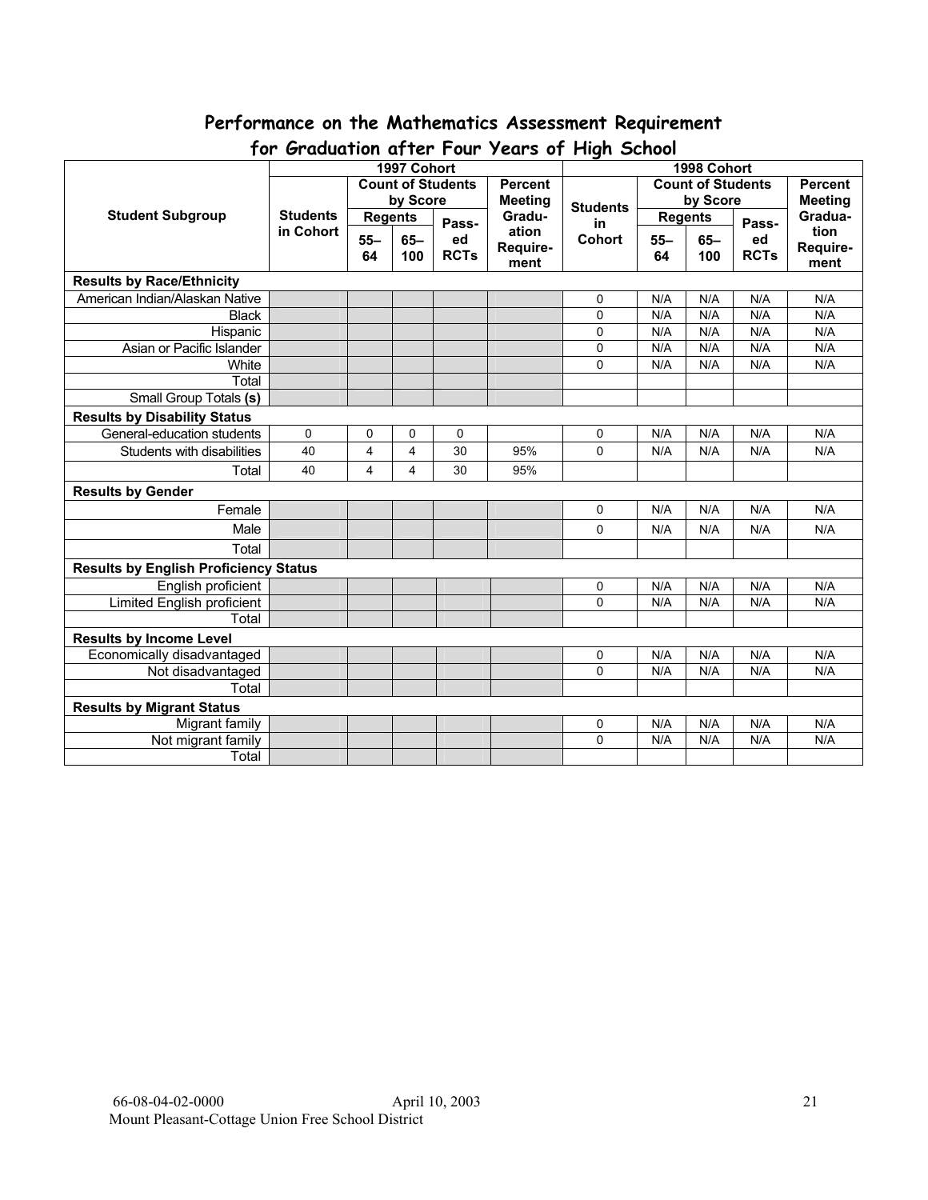## Performance on the Mathematics Assessment Requirement for Graduation after Four Years of High School

| Student Subgroup | 1997 Cohort | | | | | 1998 Cohort | | | | |
|---|---|---|---|---|---|---|---|---|---|---|
| | Students in Cohort | Count of Students by Score | | | Percent Meeting Graduation Requirement | Students in Cohort | Count of Students by Score | | | Percent Meeting Graduation Requirement |
| | | Regents | | Passed RCTs | | | Regents | | Passed RCTs | |
| | | 55–64 | 65–100 | | | | 55–64 | 65–100 | | |
| **Results by Race/Ethnicity** | | | | | | | | | | |
| American Indian/Alaskan Native | | | | | | 0 | N/A | N/A | N/A | N/A |
| Black | | | | | | 0 | N/A | N/A | N/A | N/A |
| Hispanic | | | | | | 0 | N/A | N/A | N/A | N/A |
| Asian or Pacific Islander | | | | | | 0 | N/A | N/A | N/A | N/A |
| White | | | | | | 0 | N/A | N/A | N/A | N/A |
| Total | | | | | | | | | | |
| Small Group Totals **(s)** | | | | | | | | | | |
| **Results by Disability Status** | | | | | | | | | | |
| General-education students | 0 | 0 | 0 | 0 | | 0 | N/A | N/A | N/A | N/A |
| Students with disabilities | 40 | 4 | 4 | 30 | 95% | 0 | N/A | N/A | N/A | N/A |
| Total | 40 | 4 | 4 | 30 | 95% | | | | | |
| **Results by Gender** | | | | | | | | | | |
| Female | | | | | | 0 | N/A | N/A | N/A | N/A |
| Male | | | | | | 0 | N/A | N/A | N/A | N/A |
| Total | | | | | | | | | | |
| **Results by English Proficiency Status** | | | | | | | | | | |
| English proficient | | | | | | 0 | N/A | N/A | N/A | N/A |
| Limited English proficient | | | | | | 0 | N/A | N/A | N/A | N/A |
| Total | | | | | | | | | | |
| **Results by Income Level** | | | | | | | | | | |
| Economically disadvantaged | | | | | | 0 | N/A | N/A | N/A | N/A |
| Not disadvantaged | | | | | | 0 | N/A | N/A | N/A | N/A |
| Total | | | | | | | | | | |
| **Results by Migrant Status** | | | | | | | | | | |
| Migrant family | | | | | | 0 | N/A | N/A | N/A | N/A |
| Not migrant family | | | | | | 0 | N/A | N/A | N/A | N/A |
| Total | | | | | | | | | | |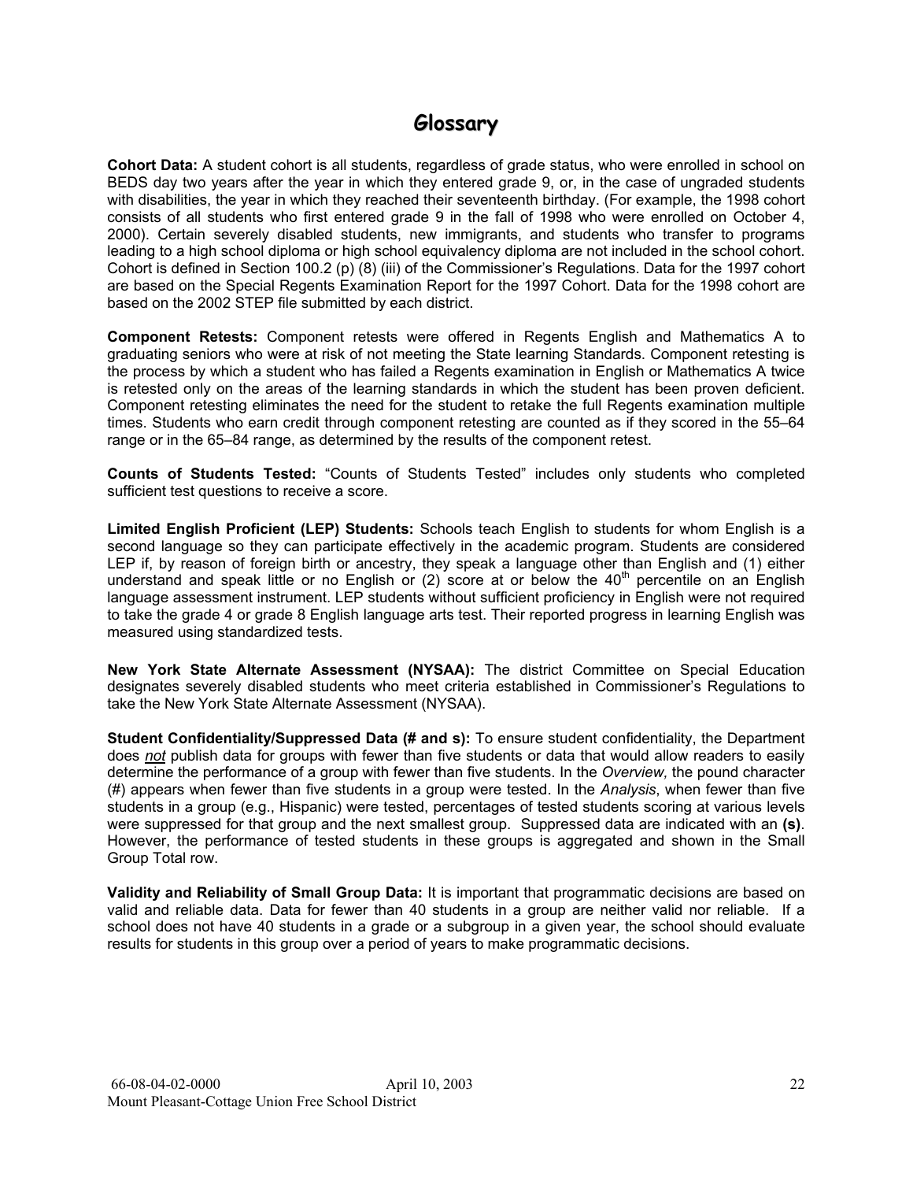# Glossary

**Cohort Data:** A student cohort is all students, regardless of grade status, who were enrolled in school on BEDS day two years after the year in which they entered grade 9, or, in the case of ungraded students with disabilities, the year in which they reached their seventeenth birthday. (For example, the 1998 cohort consists of all students who first entered grade 9 in the fall of 1998 who were enrolled on October 4, 2000). Certain severely disabled students, new immigrants, and students who transfer to programs leading to a high school diploma or high school equivalency diploma are not included in the school cohort. Cohort is defined in Section 100.2 (p) (8) (iii) of the Commissioner's Regulations. Data for the 1997 cohort are based on the Special Regents Examination Report for the 1997 Cohort. Data for the 1998 cohort are based on the 2002 STEP file submitted by each district.

**Component Retests:** Component retests were offered in Regents English and Mathematics A to graduating seniors who were at risk of not meeting the State learning Standards. Component retesting is the process by which a student who has failed a Regents examination in English or Mathematics A twice is retested only on the areas of the learning standards in which the student has been proven deficient. Component retesting eliminates the need for the student to retake the full Regents examination multiple times. Students who earn credit through component retesting are counted as if they scored in the 55–64 range or in the 65–84 range, as determined by the results of the component retest.

**Counts of Students Tested:** "Counts of Students Tested" includes only students who completed sufficient test questions to receive a score.

**Limited English Proficient (LEP) Students:** Schools teach English to students for whom English is a second language so they can participate effectively in the academic program. Students are considered LEP if, by reason of foreign birth or ancestry, they speak a language other than English and (1) either understand and speak little or no English or (2) score at or below the 40th percentile on an English language assessment instrument. LEP students without sufficient proficiency in English were not required to take the grade 4 or grade 8 English language arts test. Their reported progress in learning English was measured using standardized tests.

**New York State Alternate Assessment (NYSAA):** The district Committee on Special Education designates severely disabled students who meet criteria established in Commissioner's Regulations to take the New York State Alternate Assessment (NYSAA).

**Student Confidentiality/Suppressed Data (# and s):** To ensure student confidentiality, the Department does *not* publish data for groups with fewer than five students or data that would allow readers to easily determine the performance of a group with fewer than five students. In the *Overview,* the pound character (#) appears when fewer than five students in a group were tested. In the *Analysis*, when fewer than five students in a group (e.g., Hispanic) were tested, percentages of tested students scoring at various levels were suppressed for that group and the next smallest group. Suppressed data are indicated with an **(s)**. However, the performance of tested students in these groups is aggregated and shown in the Small Group Total row.

**Validity and Reliability of Small Group Data:** It is important that programmatic decisions are based on valid and reliable data. Data for fewer than 40 students in a group are neither valid nor reliable. If a school does not have 40 students in a grade or a subgroup in a given year, the school should evaluate results for students in this group over a period of years to make programmatic decisions.